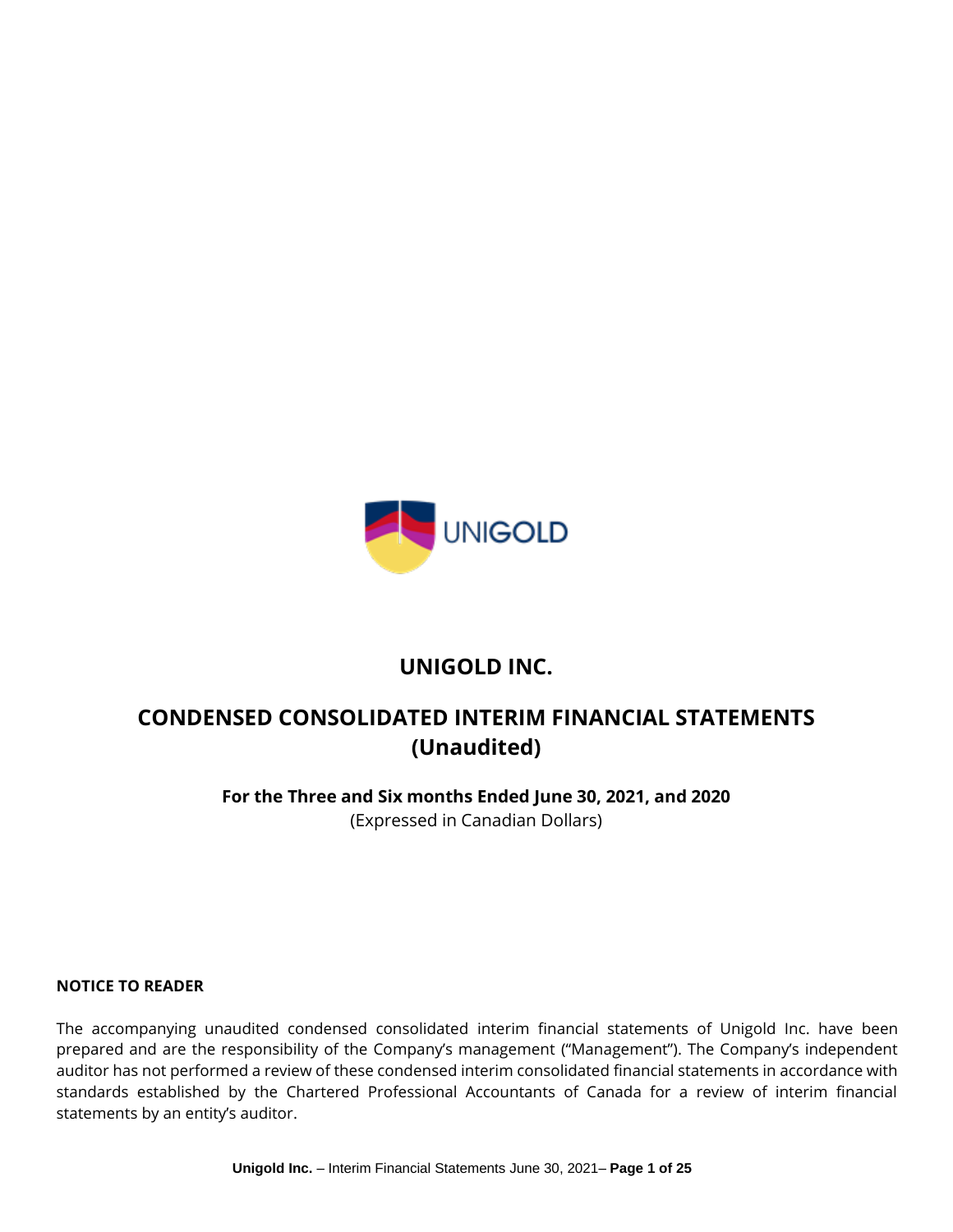# UNIGOLD INC.

# CONDENSED CONSOLIDATED INTERIM FINANCIAL STATEMENTS (Unaudited)

**For the Three and Six months Ended June 30, 2021, and 2020**

(Expressed in Canadian Dollars)

**NOTICE TO READER**

The accompanying unaudited condensed consolidated interim financial statements of Unigold Inc. have been prepared and are the responsibility of the Company's management ("Management"). The Company's independent auditor has not performed a review of these condensed interim consolidated financial statements in accordance with standards established by the Chartered Professional Accountants of Canada for a review of interim financial statements by an entity's auditor.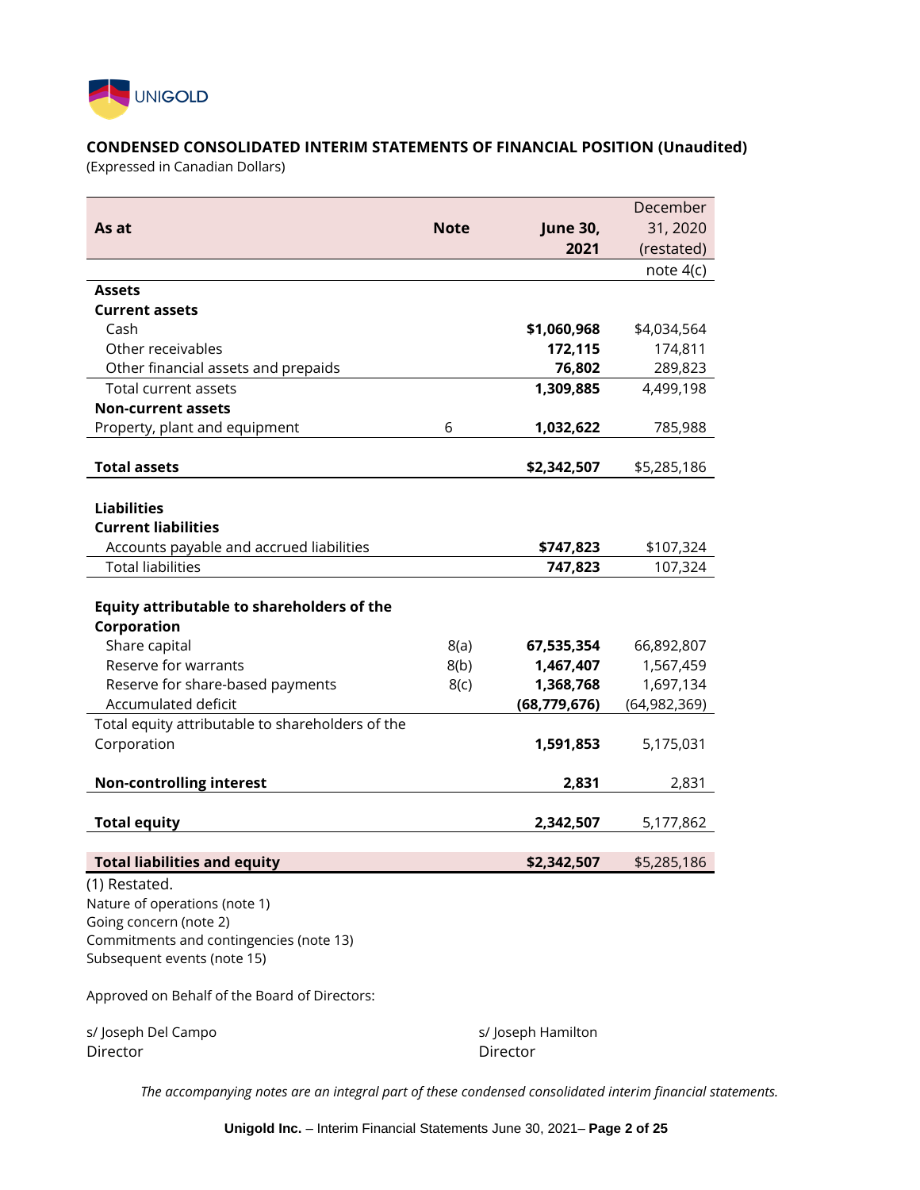UNIGOLD

## CONDENSED CONSOLIDATED INTERIM STATEMENTS OF FINANCIAL POSITION (Unaudited)

(Expressed in Canadian Dollars)

| As at | Note | June 30, 2021 | December 31, 2020 (restated) note 4(c) |
|---|---|---|---|
| **Assets** | | | |
| **Current assets** | | | |
| Cash | | **$1,060,968** | $4,034,564 |
| Other receivables | | **172,115** | 174,811 |
| Other financial assets and prepaids | | **76,802** | 289,823 |
| Total current assets | | **1,309,885** | 4,499,198 |
| **Non-current assets** | | | |
| Property, plant and equipment | 6 | **1,032,622** | 785,988 |
| **Total assets** | | **$2,342,507** | $5,285,186 |
| **Liabilities** | | | |
| **Current liabilities** | | | |
| Accounts payable and accrued liabilities | | **$747,823** | $107,324 |
| Total liabilities | | **747,823** | 107,324 |
| **Equity attributable to shareholders of the Corporation** | | | |
| Share capital | 8(a) | **67,535,354** | 66,892,807 |
| Reserve for warrants | 8(b) | **1,467,407** | 1,567,459 |
| Reserve for share-based payments | 8(c) | **1,368,768** | 1,697,134 |
| Accumulated deficit | | **(68,779,676)** | (64,982,369) |
| Total equity attributable to shareholders of the Corporation | | **1,591,853** | 5,175,031 |
| **Non-controlling interest** | | **2,831** | 2,831 |
| **Total equity** | | **2,342,507** | 5,177,862 |
| **Total liabilities and equity** | | **$2,342,507** | $5,285,186 |

(1) Restated.
Nature of operations (note 1)
Going concern (note 2)
Commitments and contingencies (note 13)
Subsequent events (note 15)

Approved on Behalf of the Board of Directors:

s/ Joseph Del Campo
Director

s/ Joseph Hamilton
Director

*The accompanying notes are an integral part of these condensed consolidated interim financial statements.*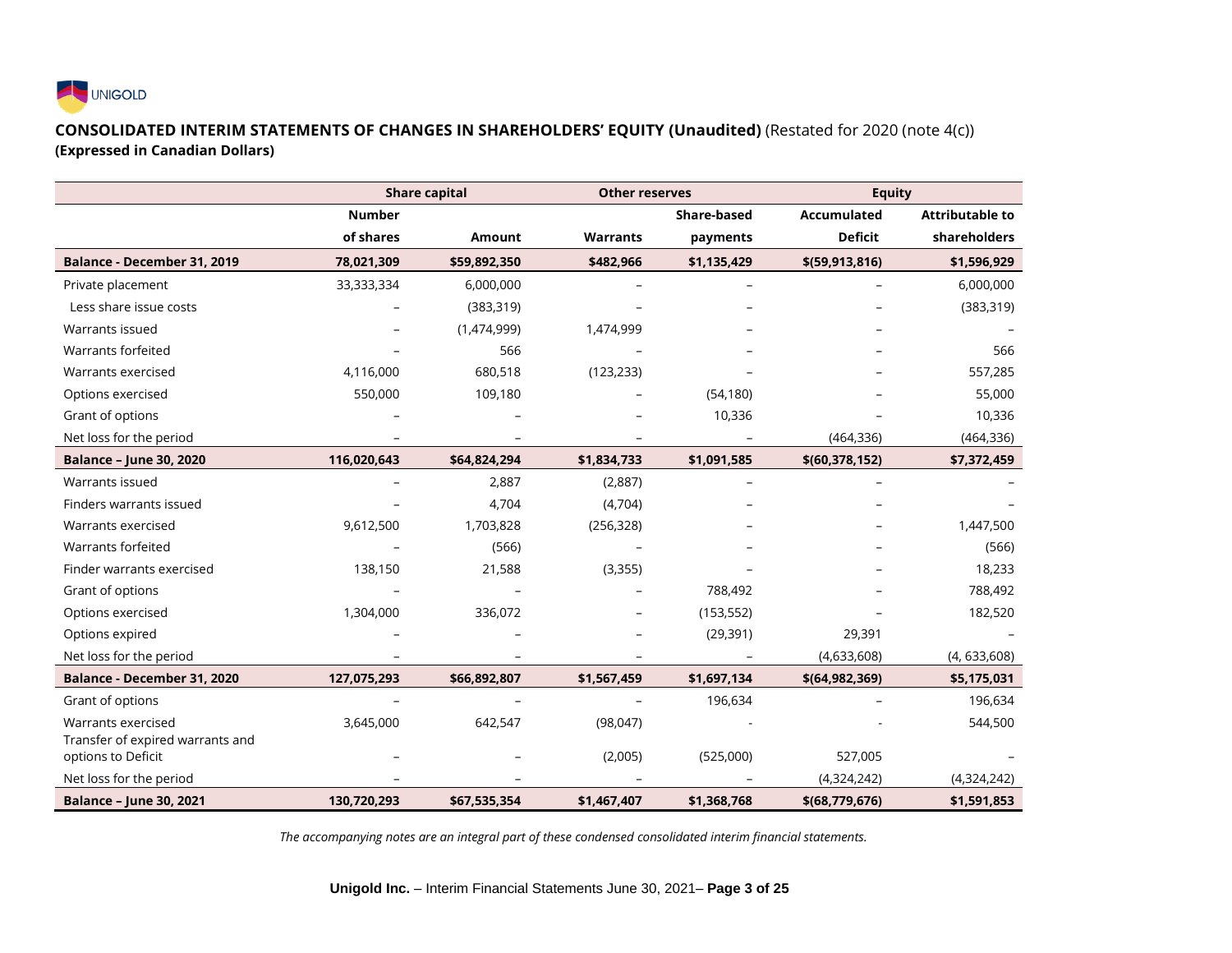UNIGOLD

**CONSOLIDATED INTERIM STATEMENTS OF CHANGES IN SHAREHOLDERS' EQUITY (Unaudited)** (Restated for 2020 (note 4(c))
**(Expressed in Canadian Dollars)**

| | Share capital | | Other reserves | | Equity | |
|---|---|---|---|---|---|---|
| | Number of shares | Amount | Warrants | Share-based payments | Accumulated Deficit | Attributable to shareholders |
| **Balance - December 31, 2019** | **78,021,309** | **$59,892,350** | **$482,966** | **$1,135,429** | **$(59,913,816)** | **$1,596,929** |
| Private placement | 33,333,334 | 6,000,000 | – | – | – | 6,000,000 |
| Less share issue costs | – | (383,319) | – | – | – | (383,319) |
| Warrants issued | – | (1,474,999) | 1,474,999 | – | – | – |
| Warrants forfeited | – | 566 | – | – | – | 566 |
| Warrants exercised | 4,116,000 | 680,518 | (123,233) | – | – | 557,285 |
| Options exercised | 550,000 | 109,180 | – | (54,180) | – | 55,000 |
| Grant of options | – | – | – | 10,336 | – | 10,336 |
| Net loss for the period | – | – | – | – | (464,336) | (464,336) |
| **Balance – June 30, 2020** | **116,020,643** | **$64,824,294** | **$1,834,733** | **$1,091,585** | **$(60,378,152)** | **$7,372,459** |
| Warrants issued | – | 2,887 | (2,887) | – | – | – |
| Finders warrants issued | – | 4,704 | (4,704) | – | – | – |
| Warrants exercised | 9,612,500 | 1,703,828 | (256,328) | – | – | 1,447,500 |
| Warrants forfeited | – | (566) | – | – | – | (566) |
| Finder warrants exercised | 138,150 | 21,588 | (3,355) | – | – | 18,233 |
| Grant of options | – | – | – | 788,492 | – | 788,492 |
| Options exercised | 1,304,000 | 336,072 | – | (153,552) | – | 182,520 |
| Options expired | – | – | – | (29,391) | 29,391 | – |
| Net loss for the period | – | – | – | – | (4,633,608) | (4, 633,608) |
| **Balance - December 31, 2020** | **127,075,293** | **$66,892,807** | **$1,567,459** | **$1,697,134** | **$(64,982,369)** | **$5,175,031** |
| Grant of options | – | – | – | 196,634 | – | 196,634 |
| Warrants exercised | 3,645,000 | 642,547 | (98,047) | - | - | 544,500 |
| Transfer of expired warrants and options to Deficit | – | – | (2,005) | (525,000) | 527,005 | – |
| Net loss for the period | – | – | – | – | (4,324,242) | (4,324,242) |
| **Balance – June 30, 2021** | **130,720,293** | **$67,535,354** | **$1,467,407** | **$1,368,768** | **$(68,779,676)** | **$1,591,853** |

*The accompanying notes are an integral part of these condensed consolidated interim financial statements.*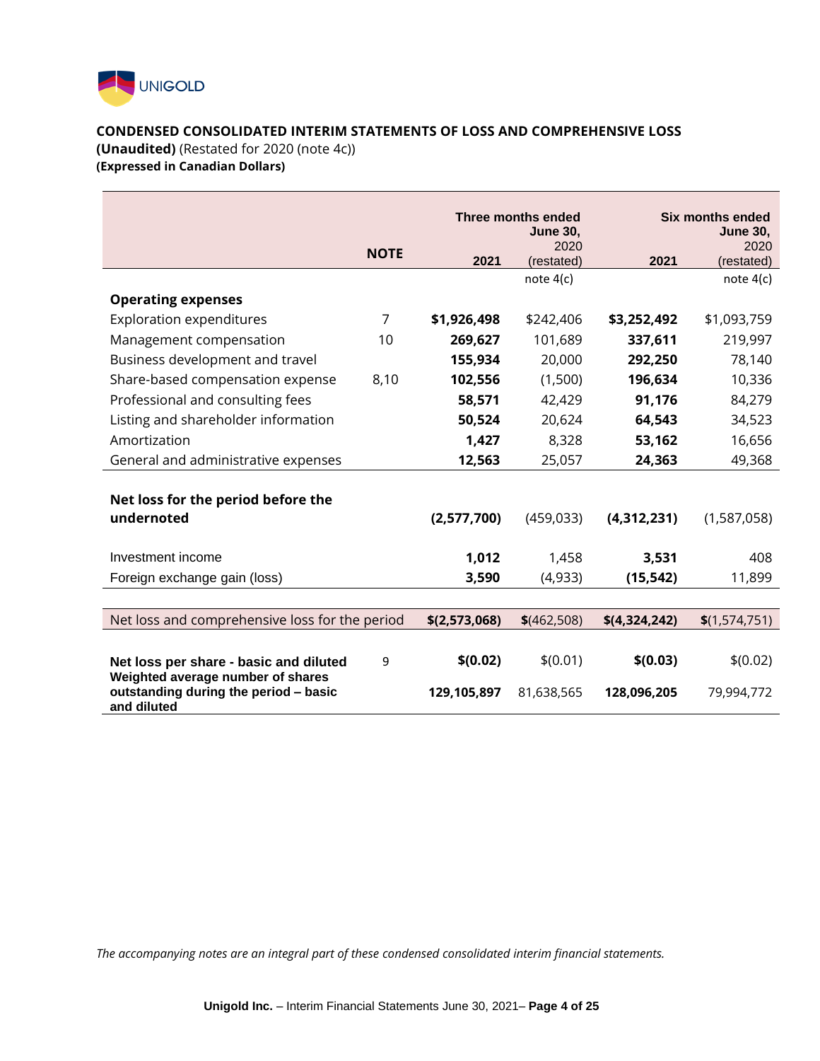## CONDENSED CONSOLIDATED INTERIM STATEMENTS OF LOSS AND COMPREHENSIVE LOSS

**(Unaudited)** (Restated for 2020 (note 4c))
**(Expressed in Canadian Dollars)**

| | NOTE | Three months ended June 30, 2021 | Three months ended June 30, 2020 (restated) | Six months ended June 30, 2021 | Six months ended June 30, 2020 (restated) |
|---|---|---|---|---|---|
| | | | note 4(c) | | note 4(c) |
| **Operating expenses** | | | | | |
| Exploration expenditures | 7 | **$1,926,498** | $242,406 | **$3,252,492** | $1,093,759 |
| Management compensation | 10 | **269,627** | 101,689 | **337,611** | 219,997 |
| Business development and travel | | **155,934** | 20,000 | **292,250** | 78,140 |
| Share-based compensation expense | 8,10 | **102,556** | (1,500) | **196,634** | 10,336 |
| Professional and consulting fees | | **58,571** | 42,429 | **91,176** | 84,279 |
| Listing and shareholder information | | **50,524** | 20,624 | **64,543** | 34,523 |
| Amortization | | **1,427** | 8,328 | **53,162** | 16,656 |
| General and administrative expenses | | **12,563** | 25,057 | **24,363** | 49,368 |
| **Net loss for the period before the undernoted** | | **(2,577,700)** | (459,033) | **(4,312,231)** | (1,587,058) |
| Investment income | | **1,012** | 1,458 | **3,531** | 408 |
| Foreign exchange gain (loss) | | **3,590** | (4,933) | **(15,542)** | 11,899 |
| Net loss and comprehensive loss for the period | | **$(2,573,068)** | $(462,508) | **$(4,324,242)** | $(1,574,751) |
| **Net loss per share - basic and diluted** | 9 | **$(0.02)** | $(0.01) | **$(0.03)** | $(0.02) |
| **Weighted average number of shares outstanding during the period – basic and diluted** | | **129,105,897** | 81,638,565 | **128,096,205** | 79,994,772 |

*The accompanying notes are an integral part of these condensed consolidated interim financial statements.*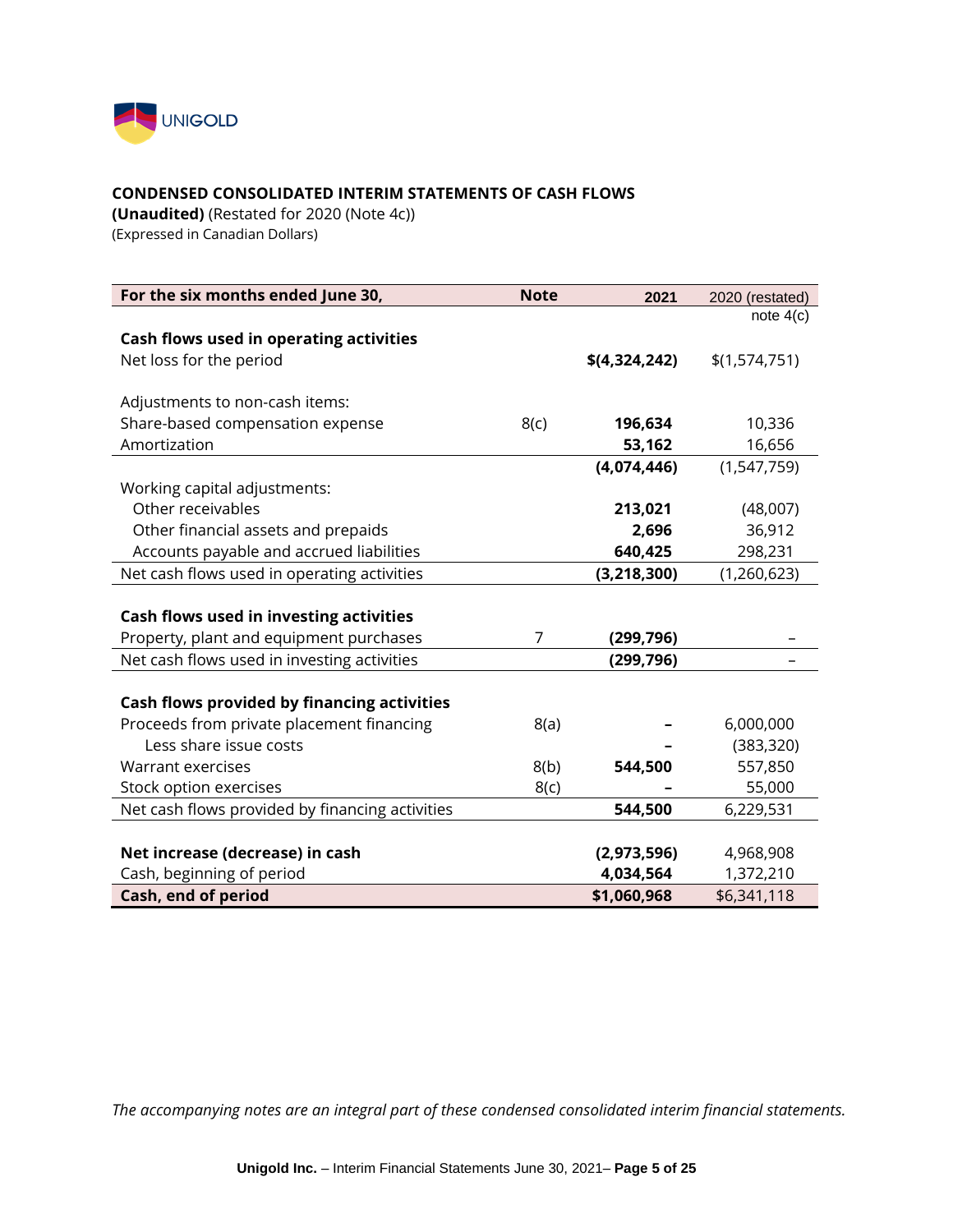UNIGOLD

**CONDENSED CONSOLIDATED INTERIM STATEMENTS OF CASH FLOWS**
**(Unaudited)** (Restated for 2020 (Note 4c))
(Expressed in Canadian Dollars)

| For the six months ended June 30, | Note | 2021 | 2020 (restated) note 4(c) |
|---|---|---|---|
| **Cash flows used in operating activities** | | | |
| Net loss for the period | | **$(4,324,242)** | $(1,574,751) |
| Adjustments to non-cash items: | | | |
| Share-based compensation expense | 8(c) | **196,634** | 10,336 |
| Amortization | | **53,162** | 16,656 |
| | | **(4,074,446)** | (1,547,759) |
| Working capital adjustments: | | | |
| Other receivables | | **213,021** | (48,007) |
| Other financial assets and prepaids | | **2,696** | 36,912 |
| Accounts payable and accrued liabilities | | **640,425** | 298,231 |
| Net cash flows used in operating activities | | **(3,218,300)** | (1,260,623) |
| **Cash flows used in investing activities** | | | |
| Property, plant and equipment purchases | 7 | **(299,796)** | – |
| Net cash flows used in investing activities | | **(299,796)** | – |
| **Cash flows provided by financing activities** | | | |
| Proceeds from private placement financing | 8(a) | **–** | 6,000,000 |
| Less share issue costs | | **–** | (383,320) |
| Warrant exercises | 8(b) | **544,500** | 557,850 |
| Stock option exercises | 8(c) | **–** | 55,000 |
| Net cash flows provided by financing activities | | **544,500** | 6,229,531 |
| **Net increase (decrease) in cash** | | **(2,973,596)** | 4,968,908 |
| Cash, beginning of period | | **4,034,564** | 1,372,210 |
| **Cash, end of period** | | **$1,060,968** | $6,341,118 |

*The accompanying notes are an integral part of these condensed consolidated interim financial statements.*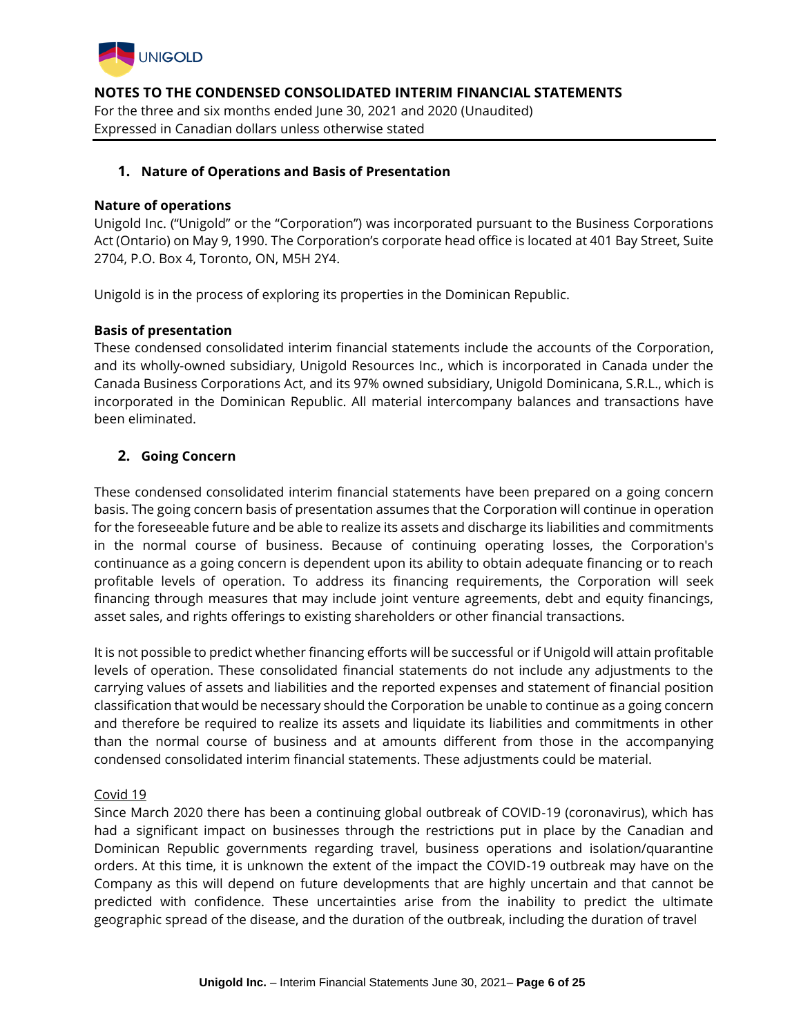## NOTES TO THE CONDENSED CONSOLIDATED INTERIM FINANCIAL STATEMENTS

For the three and six months ended June 30, 2021 and 2020 (Unaudited)
Expressed in Canadian dollars unless otherwise stated

### 1. Nature of Operations and Basis of Presentation

**Nature of operations**

Unigold Inc. ("Unigold" or the "Corporation") was incorporated pursuant to the Business Corporations Act (Ontario) on May 9, 1990. The Corporation's corporate head office is located at 401 Bay Street, Suite 2704, P.O. Box 4, Toronto, ON, M5H 2Y4.

Unigold is in the process of exploring its properties in the Dominican Republic.

**Basis of presentation**

These condensed consolidated interim financial statements include the accounts of the Corporation, and its wholly-owned subsidiary, Unigold Resources Inc., which is incorporated in Canada under the Canada Business Corporations Act, and its 97% owned subsidiary, Unigold Dominicana, S.R.L., which is incorporated in the Dominican Republic. All material intercompany balances and transactions have been eliminated.

### 2. Going Concern

These condensed consolidated interim financial statements have been prepared on a going concern basis. The going concern basis of presentation assumes that the Corporation will continue in operation for the foreseeable future and be able to realize its assets and discharge its liabilities and commitments in the normal course of business. Because of continuing operating losses, the Corporation's continuance as a going concern is dependent upon its ability to obtain adequate financing or to reach profitable levels of operation. To address its financing requirements, the Corporation will seek financing through measures that may include joint venture agreements, debt and equity financings, asset sales, and rights offerings to existing shareholders or other financial transactions.

It is not possible to predict whether financing efforts will be successful or if Unigold will attain profitable levels of operation. These consolidated financial statements do not include any adjustments to the carrying values of assets and liabilities and the reported expenses and statement of financial position classification that would be necessary should the Corporation be unable to continue as a going concern and therefore be required to realize its assets and liquidate its liabilities and commitments in other than the normal course of business and at amounts different from those in the accompanying condensed consolidated interim financial statements. These adjustments could be material.

Covid 19

Since March 2020 there has been a continuing global outbreak of COVID-19 (coronavirus), which has had a significant impact on businesses through the restrictions put in place by the Canadian and Dominican Republic governments regarding travel, business operations and isolation/quarantine orders. At this time, it is unknown the extent of the impact the COVID-19 outbreak may have on the Company as this will depend on future developments that are highly uncertain and that cannot be predicted with confidence. These uncertainties arise from the inability to predict the ultimate geographic spread of the disease, and the duration of the outbreak, including the duration of travel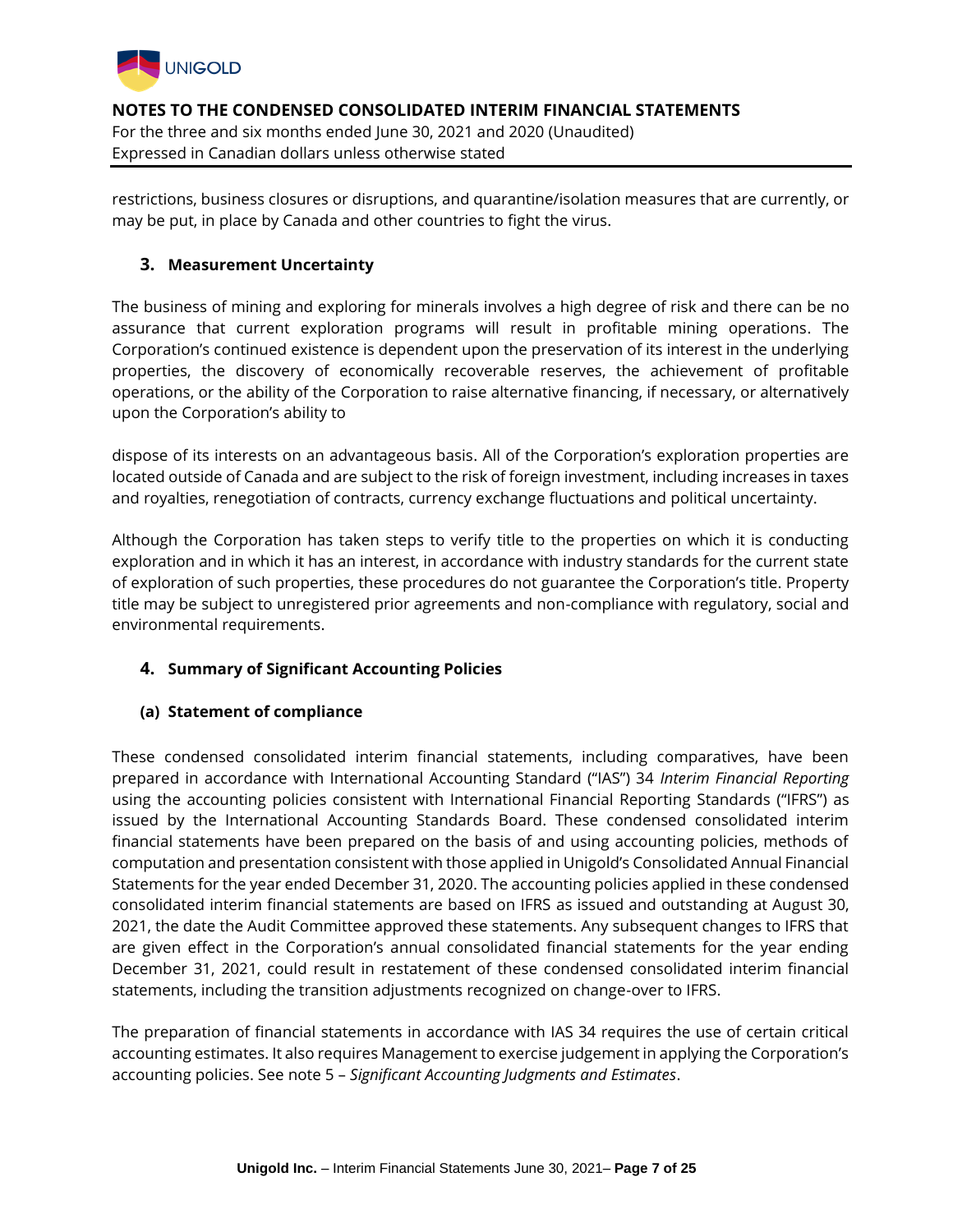restrictions, business closures or disruptions, and quarantine/isolation measures that are currently, or may be put, in place by Canada and other countries to fight the virus.

## 3. Measurement Uncertainty

The business of mining and exploring for minerals involves a high degree of risk and there can be no assurance that current exploration programs will result in profitable mining operations. The Corporation's continued existence is dependent upon the preservation of its interest in the underlying properties, the discovery of economically recoverable reserves, the achievement of profitable operations, or the ability of the Corporation to raise alternative financing, if necessary, or alternatively upon the Corporation's ability to

dispose of its interests on an advantageous basis. All of the Corporation's exploration properties are located outside of Canada and are subject to the risk of foreign investment, including increases in taxes and royalties, renegotiation of contracts, currency exchange fluctuations and political uncertainty.

Although the Corporation has taken steps to verify title to the properties on which it is conducting exploration and in which it has an interest, in accordance with industry standards for the current state of exploration of such properties, these procedures do not guarantee the Corporation's title. Property title may be subject to unregistered prior agreements and non-compliance with regulatory, social and environmental requirements.

## 4. Summary of Significant Accounting Policies

### (a) Statement of compliance

These condensed consolidated interim financial statements, including comparatives, have been prepared in accordance with International Accounting Standard ("IAS") 34 *Interim Financial Reporting* using the accounting policies consistent with International Financial Reporting Standards ("IFRS") as issued by the International Accounting Standards Board. These condensed consolidated interim financial statements have been prepared on the basis of and using accounting policies, methods of computation and presentation consistent with those applied in Unigold's Consolidated Annual Financial Statements for the year ended December 31, 2020. The accounting policies applied in these condensed consolidated interim financial statements are based on IFRS as issued and outstanding at August 30, 2021, the date the Audit Committee approved these statements. Any subsequent changes to IFRS that are given effect in the Corporation's annual consolidated financial statements for the year ending December 31, 2021, could result in restatement of these condensed consolidated interim financial statements, including the transition adjustments recognized on change-over to IFRS.

The preparation of financial statements in accordance with IAS 34 requires the use of certain critical accounting estimates. It also requires Management to exercise judgement in applying the Corporation's accounting policies. See note 5 – *Significant Accounting Judgments and Estimates*.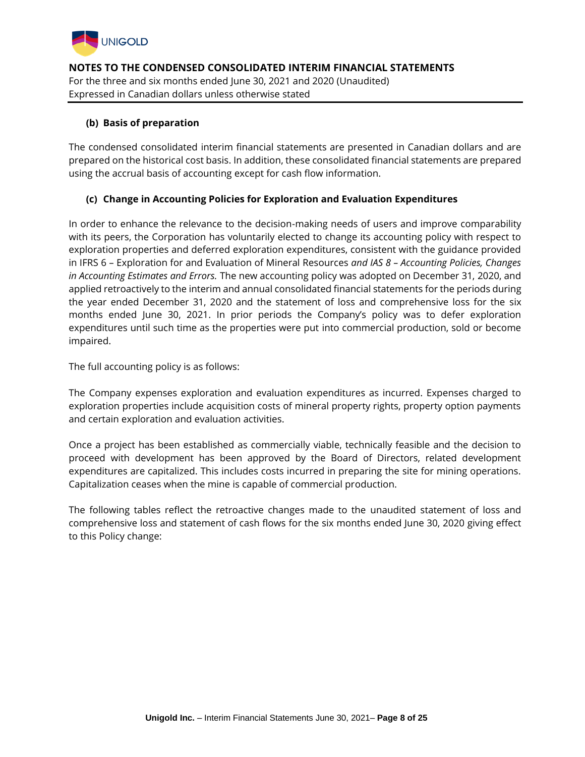## NOTES TO THE CONDENSED CONSOLIDATED INTERIM FINANCIAL STATEMENTS

For the three and six months ended June 30, 2021 and 2020 (Unaudited)
Expressed in Canadian dollars unless otherwise stated

### (b) Basis of preparation

The condensed consolidated interim financial statements are presented in Canadian dollars and are prepared on the historical cost basis. In addition, these consolidated financial statements are prepared using the accrual basis of accounting except for cash flow information.

### (c) Change in Accounting Policies for Exploration and Evaluation Expenditures

In order to enhance the relevance to the decision-making needs of users and improve comparability with its peers, the Corporation has voluntarily elected to change its accounting policy with respect to exploration properties and deferred exploration expenditures, consistent with the guidance provided in IFRS 6 – Exploration for and Evaluation of Mineral Resources *and IAS 8 – Accounting Policies, Changes in Accounting Estimates and Errors.* The new accounting policy was adopted on December 31, 2020, and applied retroactively to the interim and annual consolidated financial statements for the periods during the year ended December 31, 2020 and the statement of loss and comprehensive loss for the six months ended June 30, 2021. In prior periods the Company's policy was to defer exploration expenditures until such time as the properties were put into commercial production, sold or become impaired.

The full accounting policy is as follows:

The Company expenses exploration and evaluation expenditures as incurred. Expenses charged to exploration properties include acquisition costs of mineral property rights, property option payments and certain exploration and evaluation activities.

Once a project has been established as commercially viable, technically feasible and the decision to proceed with development has been approved by the Board of Directors, related development expenditures are capitalized. This includes costs incurred in preparing the site for mining operations. Capitalization ceases when the mine is capable of commercial production.

The following tables reflect the retroactive changes made to the unaudited statement of loss and comprehensive loss and statement of cash flows for the six months ended June 30, 2020 giving effect to this Policy change: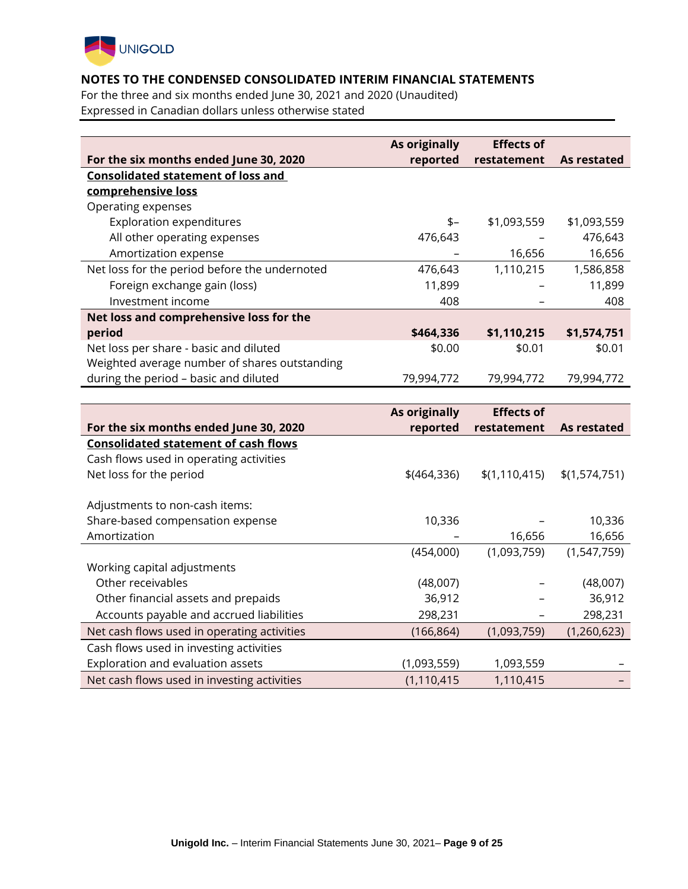## NOTES TO THE CONDENSED CONSOLIDATED INTERIM FINANCIAL STATEMENTS

For the three and six months ended June 30, 2021 and 2020 (Unaudited)
Expressed in Canadian dollars unless otherwise stated

| For the six months ended June 30, 2020 | As originally reported | Effects of restatement | As restated |
|---|---|---|---|
| **Consolidated statement of loss and comprehensive loss** | | | |
| Operating expenses | | | |
| Exploration expenditures | $– | $1,093,559 | $1,093,559 |
| All other operating expenses | 476,643 | – | 476,643 |
| Amortization expense | – | 16,656 | 16,656 |
| Net loss for the period before the undernoted | 476,643 | 1,110,215 | 1,586,858 |
| Foreign exchange gain (loss) | 11,899 | – | 11,899 |
| Investment income | 408 | – | 408 |
| **Net loss and comprehensive loss for the period** | **$464,336** | **$1,110,215** | **$1,574,751** |
| Net loss per share - basic and diluted | $0.00 | $0.01 | $0.01 |
| Weighted average number of shares outstanding during the period – basic and diluted | 79,994,772 | 79,994,772 | 79,994,772 |

| For the six months ended June 30, 2020 | As originally reported | Effects of restatement | As restated |
|---|---|---|---|
| **Consolidated statement of cash flows** | | | |
| Cash flows used in operating activities | | | |
| Net loss for the period | $(464,336) | $(1,110,415) | $(1,574,751) |
| Adjustments to non-cash items: | | | |
| Share-based compensation expense | 10,336 | – | 10,336 |
| Amortization | – | 16,656 | 16,656 |
| | (454,000) | (1,093,759) | (1,547,759) |
| Working capital adjustments | | | |
| Other receivables | (48,007) | – | (48,007) |
| Other financial assets and prepaids | 36,912 | – | 36,912 |
| Accounts payable and accrued liabilities | 298,231 | – | 298,231 |
| Net cash flows used in operating activities | (166,864) | (1,093,759) | (1,260,623) |
| Cash flows used in investing activities | | | |
| Exploration and evaluation assets | (1,093,559) | 1,093,559 | – |
| Net cash flows used in investing activities | (1,110,415 | 1,110,415 | – |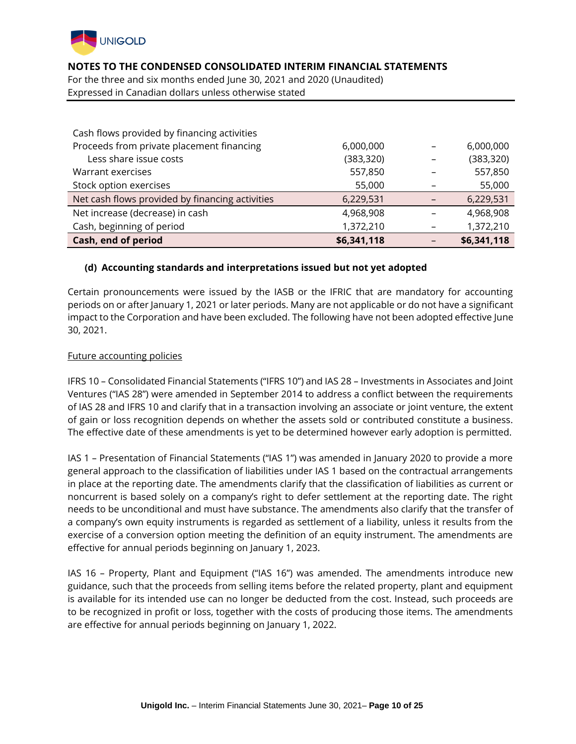| | | | |
|---|---|---|---|
| Cash flows provided by financing activities | | | |
| Proceeds from private placement financing | 6,000,000 | – | 6,000,000 |
| Less share issue costs | (383,320) | – | (383,320) |
| Warrant exercises | 557,850 | – | 557,850 |
| Stock option exercises | 55,000 | – | 55,000 |
| Net cash flows provided by financing activities | 6,229,531 | – | 6,229,531 |
| Net increase (decrease) in cash | 4,968,908 | – | 4,968,908 |
| Cash, beginning of period | 1,372,210 | – | 1,372,210 |
| **Cash, end of period** | **$6,341,118** | – | **$6,341,118** |

### (d) Accounting standards and interpretations issued but not yet adopted

Certain pronouncements were issued by the IASB or the IFRIC that are mandatory for accounting periods on or after January 1, 2021 or later periods. Many are not applicable or do not have a significant impact to the Corporation and have been excluded. The following have not been adopted effective June 30, 2021.

Future accounting policies

IFRS 10 – Consolidated Financial Statements ("IFRS 10") and IAS 28 – Investments in Associates and Joint Ventures ("IAS 28") were amended in September 2014 to address a conflict between the requirements of IAS 28 and IFRS 10 and clarify that in a transaction involving an associate or joint venture, the extent of gain or loss recognition depends on whether the assets sold or contributed constitute a business. The effective date of these amendments is yet to be determined however early adoption is permitted.

IAS 1 – Presentation of Financial Statements ("IAS 1") was amended in January 2020 to provide a more general approach to the classification of liabilities under IAS 1 based on the contractual arrangements in place at the reporting date. The amendments clarify that the classification of liabilities as current or noncurrent is based solely on a company's right to defer settlement at the reporting date. The right needs to be unconditional and must have substance. The amendments also clarify that the transfer of a company's own equity instruments is regarded as settlement of a liability, unless it results from the exercise of a conversion option meeting the definition of an equity instrument. The amendments are effective for annual periods beginning on January 1, 2023.

IAS 16 – Property, Plant and Equipment ("IAS 16") was amended. The amendments introduce new guidance, such that the proceeds from selling items before the related property, plant and equipment is available for its intended use can no longer be deducted from the cost. Instead, such proceeds are to be recognized in profit or loss, together with the costs of producing those items. The amendments are effective for annual periods beginning on January 1, 2022.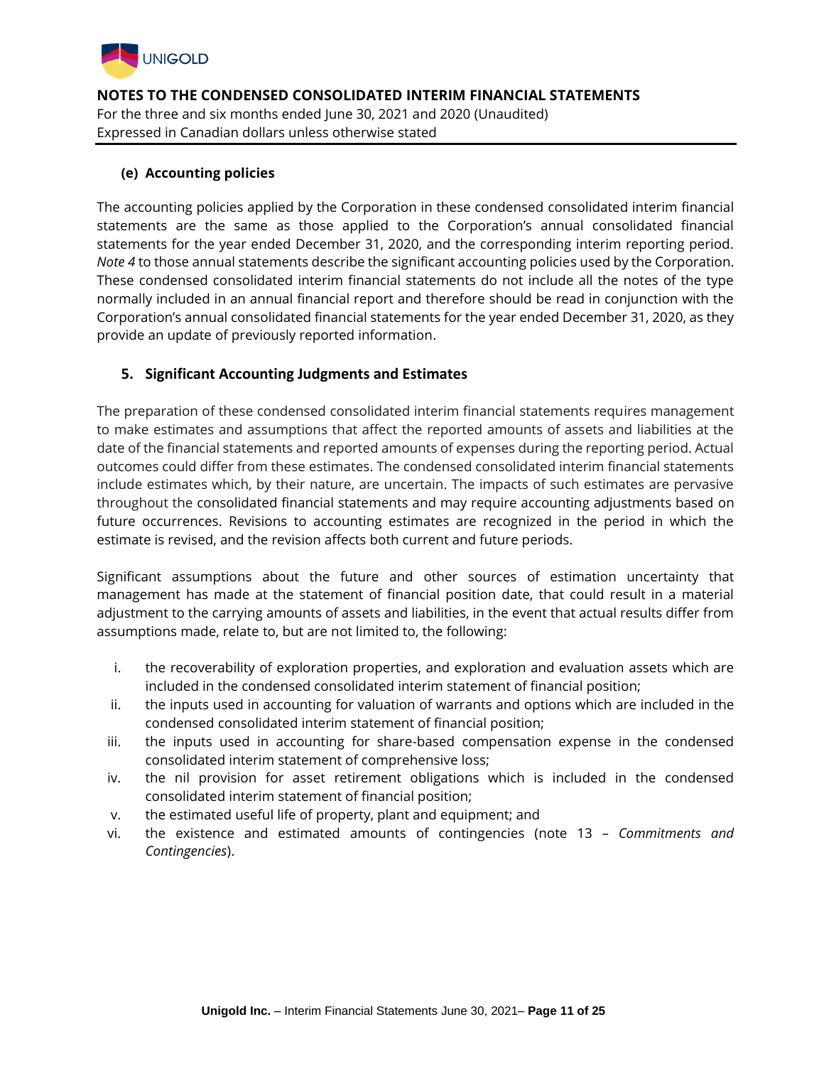### (e) Accounting policies

The accounting policies applied by the Corporation in these condensed consolidated interim financial statements are the same as those applied to the Corporation's annual consolidated financial statements for the year ended December 31, 2020, and the corresponding interim reporting period. *Note 4* to those annual statements describe the significant accounting policies used by the Corporation. These condensed consolidated interim financial statements do not include all the notes of the type normally included in an annual financial report and therefore should be read in conjunction with the Corporation's annual consolidated financial statements for the year ended December 31, 2020, as they provide an update of previously reported information.

## 5. Significant Accounting Judgments and Estimates

The preparation of these condensed consolidated interim financial statements requires management to make estimates and assumptions that affect the reported amounts of assets and liabilities at the date of the financial statements and reported amounts of expenses during the reporting period. Actual outcomes could differ from these estimates. The condensed consolidated interim financial statements include estimates which, by their nature, are uncertain. The impacts of such estimates are pervasive throughout the consolidated financial statements and may require accounting adjustments based on future occurrences. Revisions to accounting estimates are recognized in the period in which the estimate is revised, and the revision affects both current and future periods.

Significant assumptions about the future and other sources of estimation uncertainty that management has made at the statement of financial position date, that could result in a material adjustment to the carrying amounts of assets and liabilities, in the event that actual results differ from assumptions made, relate to, but are not limited to, the following:

i. the recoverability of exploration properties, and exploration and evaluation assets which are included in the condensed consolidated interim statement of financial position;
ii. the inputs used in accounting for valuation of warrants and options which are included in the condensed consolidated interim statement of financial position;
iii. the inputs used in accounting for share-based compensation expense in the condensed consolidated interim statement of comprehensive loss;
iv. the nil provision for asset retirement obligations which is included in the condensed consolidated interim statement of financial position;
v. the estimated useful life of property, plant and equipment; and
vi. the existence and estimated amounts of contingencies (note 13 – *Commitments and Contingencies*).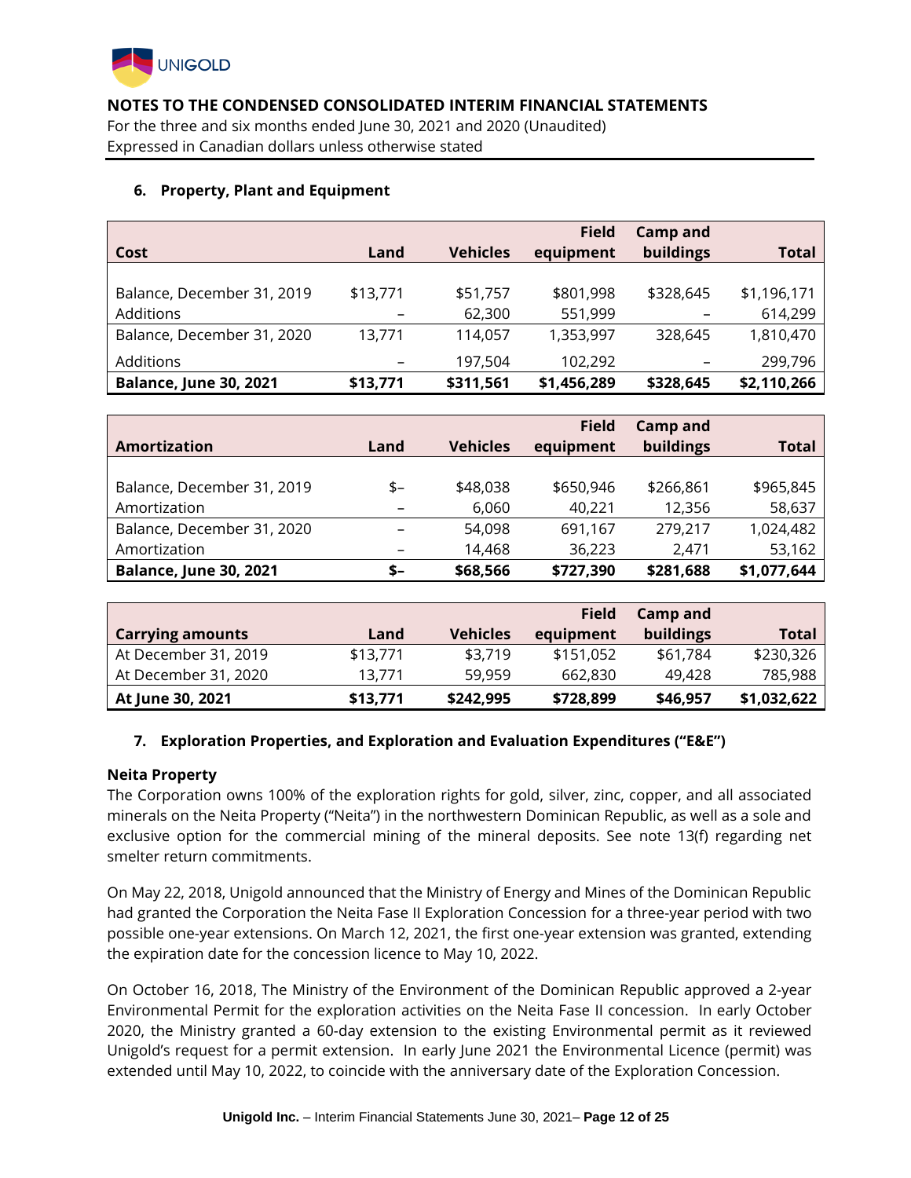**NOTES TO THE CONDENSED CONSOLIDATED INTERIM FINANCIAL STATEMENTS**
For the three and six months ended June 30, 2021 and 2020 (Unaudited)
Expressed in Canadian dollars unless otherwise stated

## 6. Property, Plant and Equipment

| Cost | Land | Vehicles | Field equipment | Camp and buildings | Total |
|---|---|---|---|---|---|
| Balance, December 31, 2019 | $13,771 | $51,757 | $801,998 | $328,645 | $1,196,171 |
| Additions | – | 62,300 | 551,999 | – | 614,299 |
| Balance, December 31, 2020 | 13,771 | 114,057 | 1,353,997 | 328,645 | 1,810,470 |
| Additions | – | 197,504 | 102,292 | – | 299,796 |
| **Balance, June 30, 2021** | **$13,771** | **$311,561** | **$1,456,289** | **$328,645** | **$2,110,266** |

| Amortization | Land | Vehicles | Field equipment | Camp and buildings | Total |
|---|---|---|---|---|---|
| Balance, December 31, 2019 | $– | $48,038 | $650,946 | $266,861 | $965,845 |
| Amortization | – | 6,060 | 40,221 | 12,356 | 58,637 |
| Balance, December 31, 2020 | – | 54,098 | 691,167 | 279,217 | 1,024,482 |
| Amortization | – | 14,468 | 36,223 | 2,471 | 53,162 |
| **Balance, June 30, 2021** | **$–** | **$68,566** | **$727,390** | **$281,688** | **$1,077,644** |

| Carrying amounts | Land | Vehicles | Field equipment | Camp and buildings | Total |
|---|---|---|---|---|---|
| At December 31, 2019 | $13,771 | $3,719 | $151,052 | $61,784 | $230,326 |
| At December 31, 2020 | 13,771 | 59,959 | 662,830 | 49,428 | 785,988 |
| **At June 30, 2021** | **$13,771** | **$242,995** | **$728,899** | **$46,957** | **$1,032,622** |

## 7. Exploration Properties, and Exploration and Evaluation Expenditures ("E&E")

**Neita Property**

The Corporation owns 100% of the exploration rights for gold, silver, zinc, copper, and all associated minerals on the Neita Property ("Neita") in the northwestern Dominican Republic, as well as a sole and exclusive option for the commercial mining of the mineral deposits. See note 13(f) regarding net smelter return commitments.

On May 22, 2018, Unigold announced that the Ministry of Energy and Mines of the Dominican Republic had granted the Corporation the Neita Fase II Exploration Concession for a three-year period with two possible one-year extensions. On March 12, 2021, the first one-year extension was granted, extending the expiration date for the concession licence to May 10, 2022.

On October 16, 2018, The Ministry of the Environment of the Dominican Republic approved a 2-year Environmental Permit for the exploration activities on the Neita Fase II concession. In early October 2020, the Ministry granted a 60-day extension to the existing Environmental permit as it reviewed Unigold's request for a permit extension. In early June 2021 the Environmental Licence (permit) was extended until May 10, 2022, to coincide with the anniversary date of the Exploration Concession.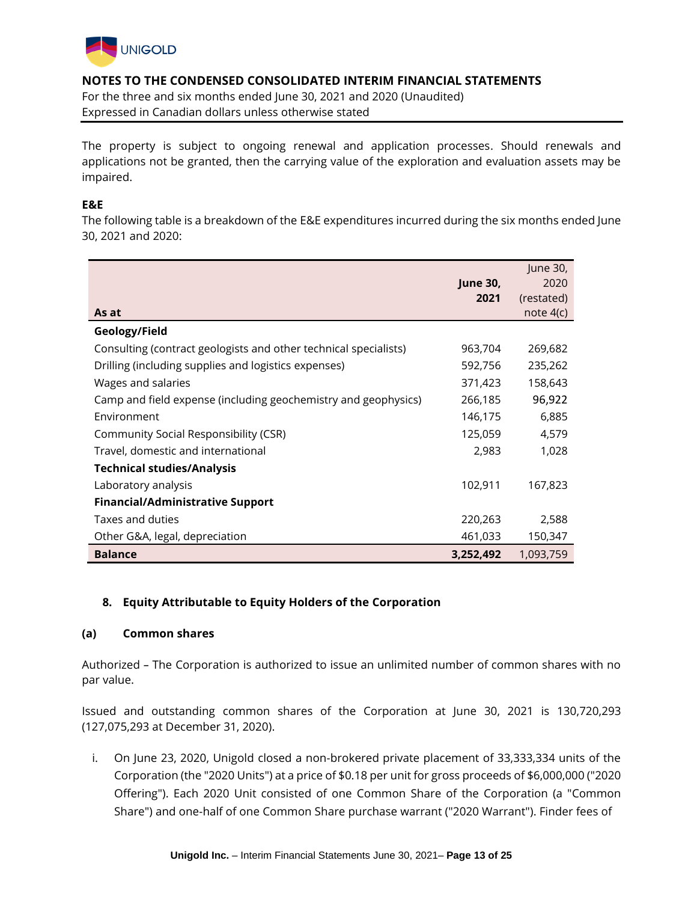The property is subject to ongoing renewal and application processes. Should renewals and applications not be granted, then the carrying value of the exploration and evaluation assets may be impaired.

**E&E**

The following table is a breakdown of the E&E expenditures incurred during the six months ended June 30, 2021 and 2020:

| As at | **June 30, 2021** | June 30, 2020 (restated) note 4(c) |
|---|---|---|
| **Geology/Field** | | |
| Consulting (contract geologists and other technical specialists) | 963,704 | 269,682 |
| Drilling (including supplies and logistics expenses) | 592,756 | 235,262 |
| Wages and salaries | 371,423 | 158,643 |
| Camp and field expense (including geochemistry and geophysics) | 266,185 | 96,922 |
| Environment | 146,175 | 6,885 |
| Community Social Responsibility (CSR) | 125,059 | 4,579 |
| Travel, domestic and international | 2,983 | 1,028 |
| **Technical studies/Analysis** | | |
| Laboratory analysis | 102,911 | 167,823 |
| **Financial/Administrative Support** | | |
| Taxes and duties | 220,263 | 2,588 |
| Other G&A, legal, depreciation | 461,033 | 150,347 |
| **Balance** | **3,252,492** | 1,093,759 |

## 8. Equity Attributable to Equity Holders of the Corporation

### (a) Common shares

Authorized – The Corporation is authorized to issue an unlimited number of common shares with no par value.

Issued and outstanding common shares of the Corporation at June 30, 2021 is 130,720,293 (127,075,293 at December 31, 2020).

i. On June 23, 2020, Unigold closed a non-brokered private placement of 33,333,334 units of the Corporation (the "2020 Units") at a price of $0.18 per unit for gross proceeds of $6,000,000 ("2020 Offering"). Each 2020 Unit consisted of one Common Share of the Corporation (a "Common Share") and one-half of one Common Share purchase warrant ("2020 Warrant"). Finder fees of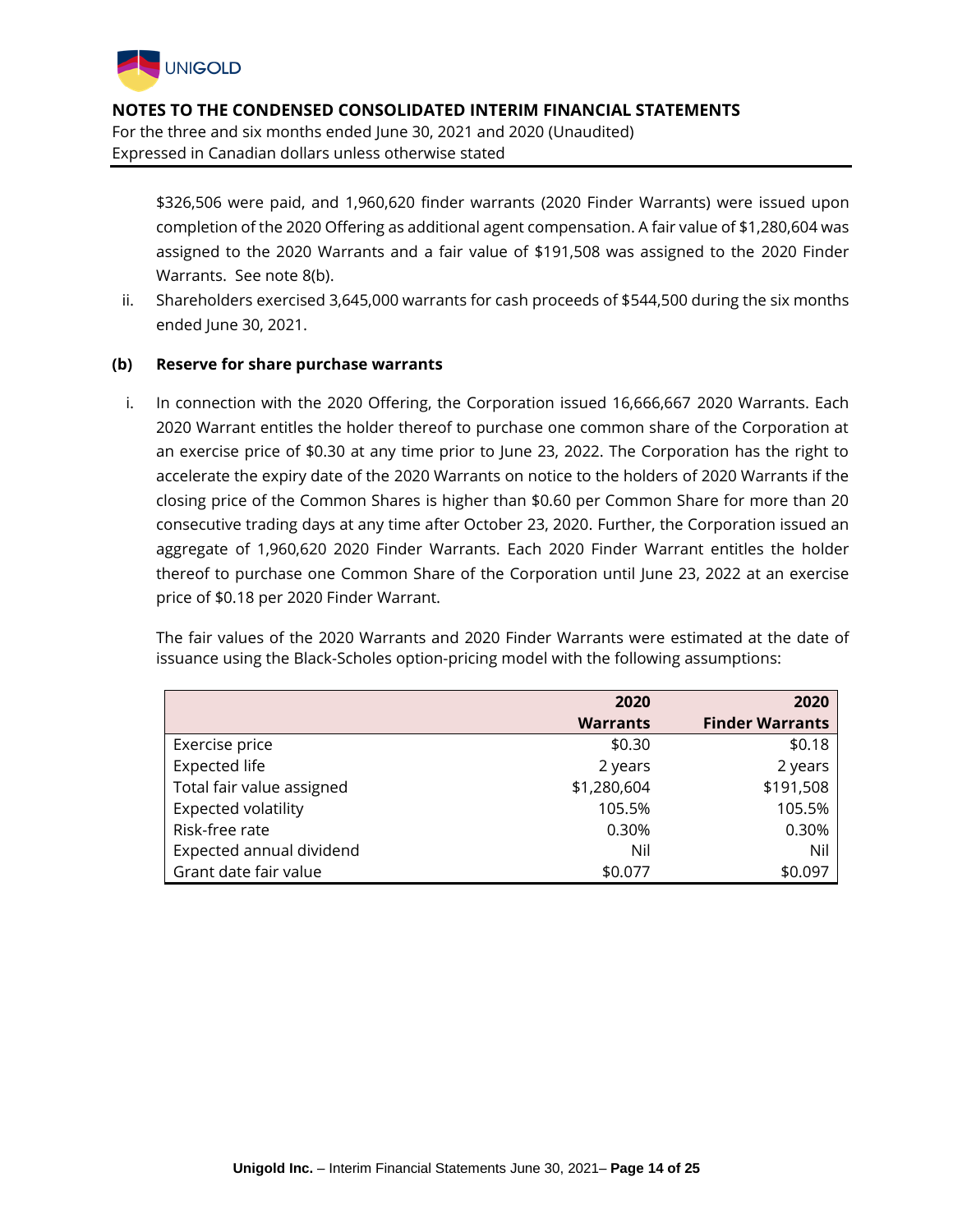$326,506 were paid, and 1,960,620 finder warrants (2020 Finder Warrants) were issued upon completion of the 2020 Offering as additional agent compensation. A fair value of $1,280,604 was assigned to the 2020 Warrants and a fair value of $191,508 was assigned to the 2020 Finder Warrants. See note 8(b).

ii. Shareholders exercised 3,645,000 warrants for cash proceeds of $544,500 during the six months ended June 30, 2021.

**(b) Reserve for share purchase warrants**

i. In connection with the 2020 Offering, the Corporation issued 16,666,667 2020 Warrants. Each 2020 Warrant entitles the holder thereof to purchase one common share of the Corporation at an exercise price of $0.30 at any time prior to June 23, 2022. The Corporation has the right to accelerate the expiry date of the 2020 Warrants on notice to the holders of 2020 Warrants if the closing price of the Common Shares is higher than $0.60 per Common Share for more than 20 consecutive trading days at any time after October 23, 2020. Further, the Corporation issued an aggregate of 1,960,620 2020 Finder Warrants. Each 2020 Finder Warrant entitles the holder thereof to purchase one Common Share of the Corporation until June 23, 2022 at an exercise price of $0.18 per 2020 Finder Warrant.

The fair values of the 2020 Warrants and 2020 Finder Warrants were estimated at the date of issuance using the Black-Scholes option-pricing model with the following assumptions:

| | 2020 Warrants | 2020 Finder Warrants |
|---|---|---|
| Exercise price | $0.30 | $0.18 |
| Expected life | 2 years | 2 years |
| Total fair value assigned | $1,280,604 | $191,508 |
| Expected volatility | 105.5% | 105.5% |
| Risk-free rate | 0.30% | 0.30% |
| Expected annual dividend | Nil | Nil |
| Grant date fair value | $0.077 | $0.097 |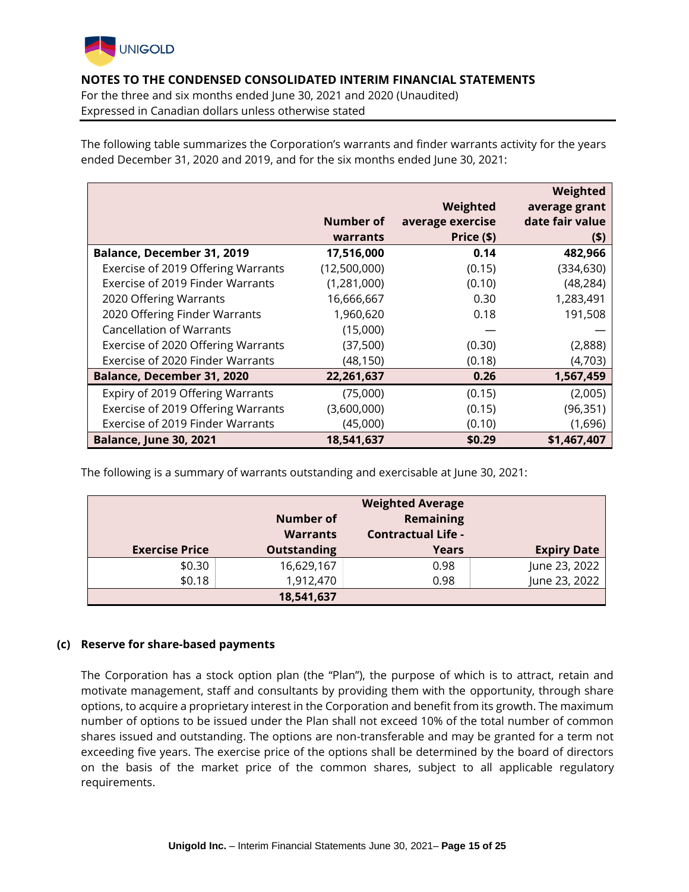The following table summarizes the Corporation's warrants and finder warrants activity for the years ended December 31, 2020 and 2019, and for the six months ended June 30, 2021:

| | Number of warrants | Weighted average exercise Price ($) | Weighted average grant date fair value ($) |
|---|---|---|---|
| **Balance, December 31, 2019** | **17,516,000** | **0.14** | **482,966** |
| Exercise of 2019 Offering Warrants | (12,500,000) | (0.15) | (334,630) |
| Exercise of 2019 Finder Warrants | (1,281,000) | (0.10) | (48,284) |
| 2020 Offering Warrants | 16,666,667 | 0.30 | 1,283,491 |
| 2020 Offering Finder Warrants | 1,960,620 | 0.18 | 191,508 |
| Cancellation of Warrants | (15,000) | — | — |
| Exercise of 2020 Offering Warrants | (37,500) | (0.30) | (2,888) |
| Exercise of 2020 Finder Warrants | (48,150) | (0.18) | (4,703) |
| **Balance, December 31, 2020** | **22,261,637** | **0.26** | **1,567,459** |
| Expiry of 2019 Offering Warrants | (75,000) | (0.15) | (2,005) |
| Exercise of 2019 Offering Warrants | (3,600,000) | (0.15) | (96,351) |
| Exercise of 2019 Finder Warrants | (45,000) | (0.10) | (1,696) |
| **Balance, June 30, 2021** | **18,541,637** | **$0.29** | **$1,467,407** |

The following is a summary of warrants outstanding and exercisable at June 30, 2021:

| Exercise Price | Number of Warrants Outstanding | Weighted Average Remaining Contractual Life - Years | Expiry Date |
|---|---|---|---|
| $0.30 | 16,629,167 | 0.98 | June 23, 2022 |
| $0.18 | 1,912,470 | 0.98 | June 23, 2022 |
| | **18,541,637** | | |

### (c) Reserve for share-based payments

The Corporation has a stock option plan (the "Plan"), the purpose of which is to attract, retain and motivate management, staff and consultants by providing them with the opportunity, through share options, to acquire a proprietary interest in the Corporation and benefit from its growth. The maximum number of options to be issued under the Plan shall not exceed 10% of the total number of common shares issued and outstanding. The options are non-transferable and may be granted for a term not exceeding five years. The exercise price of the options shall be determined by the board of directors on the basis of the market price of the common shares, subject to all applicable regulatory requirements.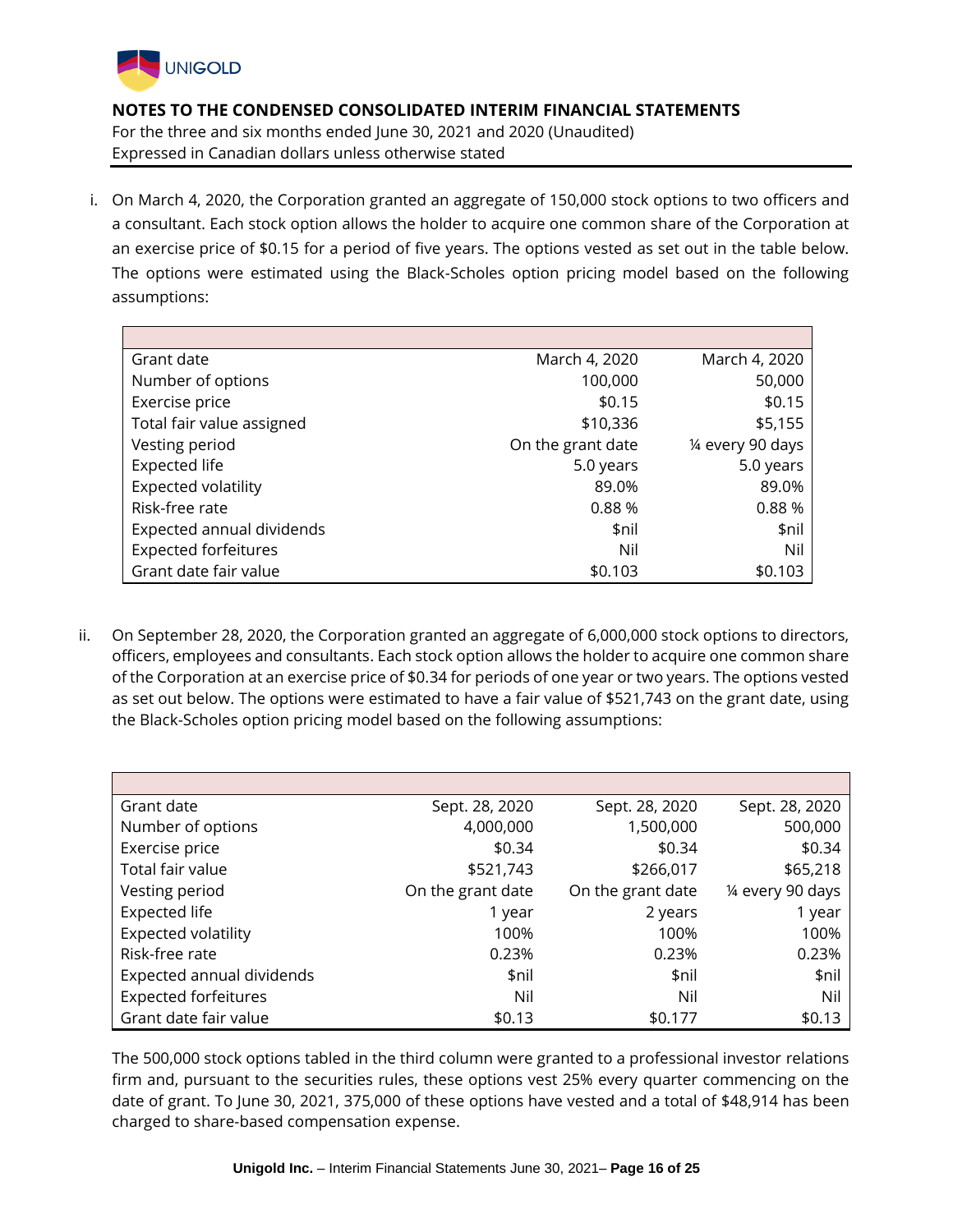i. On March 4, 2020, the Corporation granted an aggregate of 150,000 stock options to two officers and a consultant. Each stock option allows the holder to acquire one common share of the Corporation at an exercise price of $0.15 for a period of five years. The options vested as set out in the table below. The options were estimated using the Black-Scholes option pricing model based on the following assumptions:

| | | |
|---|---|---|
| Grant date | March 4, 2020 | March 4, 2020 |
| Number of options | 100,000 | 50,000 |
| Exercise price | $0.15 | $0.15 |
| Total fair value assigned | $10,336 | $5,155 |
| Vesting period | On the grant date | ¼ every 90 days |
| Expected life | 5.0 years | 5.0 years |
| Expected volatility | 89.0% | 89.0% |
| Risk-free rate | 0.88 % | 0.88 % |
| Expected annual dividends | $nil | $nil |
| Expected forfeitures | Nil | Nil |
| Grant date fair value | $0.103 | $0.103 |

ii. On September 28, 2020, the Corporation granted an aggregate of 6,000,000 stock options to directors, officers, employees and consultants. Each stock option allows the holder to acquire one common share of the Corporation at an exercise price of $0.34 for periods of one year or two years. The options vested as set out below. The options were estimated to have a fair value of $521,743 on the grant date, using the Black-Scholes option pricing model based on the following assumptions:

| | | | |
|---|---|---|---|
| Grant date | Sept. 28, 2020 | Sept. 28, 2020 | Sept. 28, 2020 |
| Number of options | 4,000,000 | 1,500,000 | 500,000 |
| Exercise price | $0.34 | $0.34 | $0.34 |
| Total fair value | $521,743 | $266,017 | $65,218 |
| Vesting period | On the grant date | On the grant date | ¼ every 90 days |
| Expected life | 1 year | 2 years | 1 year |
| Expected volatility | 100% | 100% | 100% |
| Risk-free rate | 0.23% | 0.23% | 0.23% |
| Expected annual dividends | $nil | $nil | $nil |
| Expected forfeitures | Nil | Nil | Nil |
| Grant date fair value | $0.13 | $0.177 | $0.13 |

The 500,000 stock options tabled in the third column were granted to a professional investor relations firm and, pursuant to the securities rules, these options vest 25% every quarter commencing on the date of grant. To June 30, 2021, 375,000 of these options have vested and a total of $48,914 has been charged to share-based compensation expense.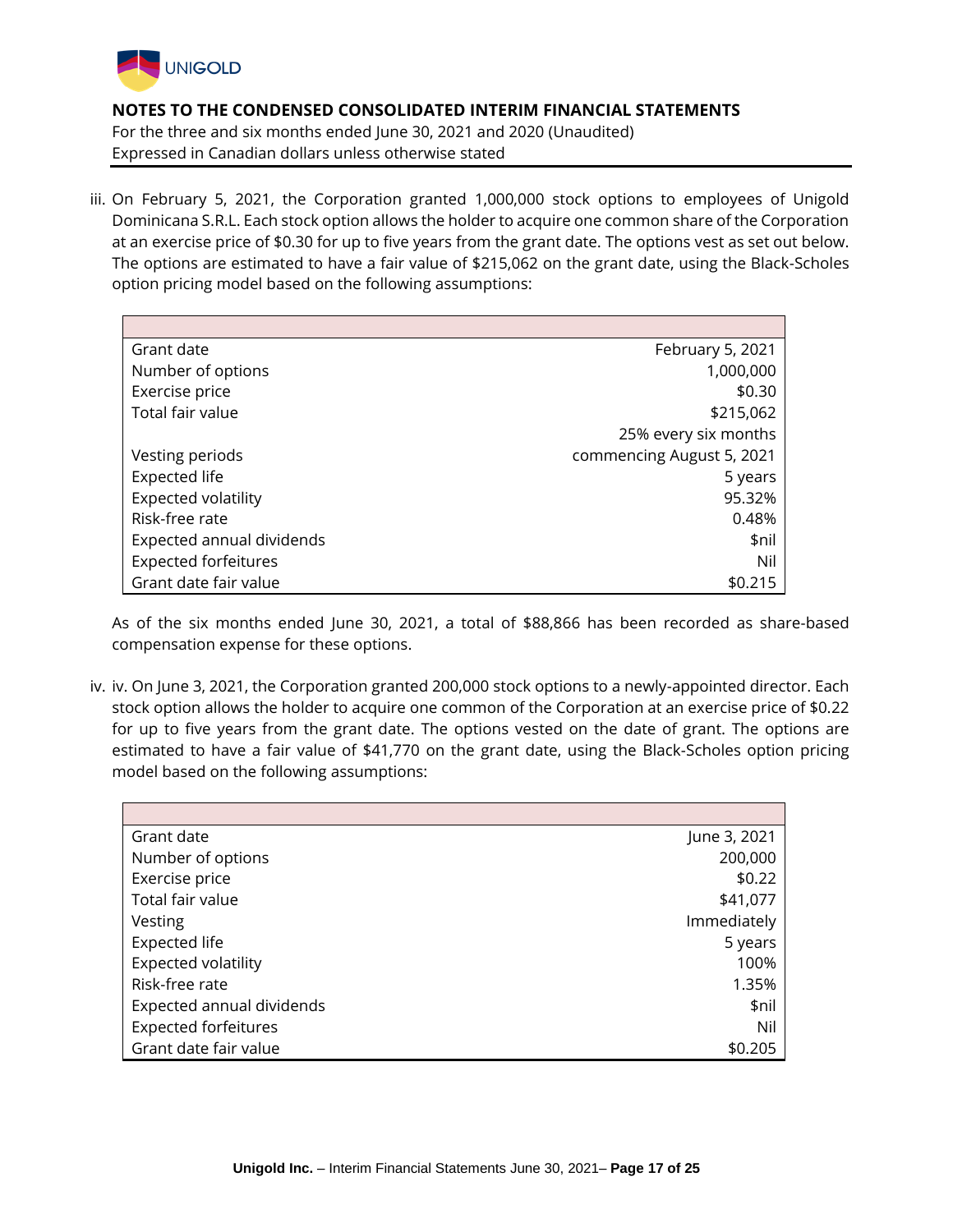iii. On February 5, 2021, the Corporation granted 1,000,000 stock options to employees of Unigold Dominicana S.R.L. Each stock option allows the holder to acquire one common share of the Corporation at an exercise price of $0.30 for up to five years from the grant date. The options vest as set out below. The options are estimated to have a fair value of $215,062 on the grant date, using the Black-Scholes option pricing model based on the following assumptions:

| | |
|---|---|
| Grant date | February 5, 2021 |
| Number of options | 1,000,000 |
| Exercise price | $0.30 |
| Total fair value | $215,062 |
| Vesting periods | 25% every six months commencing August 5, 2021 |
| Expected life | 5 years |
| Expected volatility | 95.32% |
| Risk-free rate | 0.48% |
| Expected annual dividends | $nil |
| Expected forfeitures | Nil |
| Grant date fair value | $0.215 |

As of the six months ended June 30, 2021, a total of $88,866 has been recorded as share-based compensation expense for these options.

iv. iv. On June 3, 2021, the Corporation granted 200,000 stock options to a newly-appointed director. Each stock option allows the holder to acquire one common of the Corporation at an exercise price of $0.22 for up to five years from the grant date. The options vested on the date of grant. The options are estimated to have a fair value of $41,770 on the grant date, using the Black-Scholes option pricing model based on the following assumptions:

| | |
|---|---|
| Grant date | June 3, 2021 |
| Number of options | 200,000 |
| Exercise price | $0.22 |
| Total fair value | $41,077 |
| Vesting | Immediately |
| Expected life | 5 years |
| Expected volatility | 100% |
| Risk-free rate | 1.35% |
| Expected annual dividends | $nil |
| Expected forfeitures | Nil |
| Grant date fair value | $0.205 |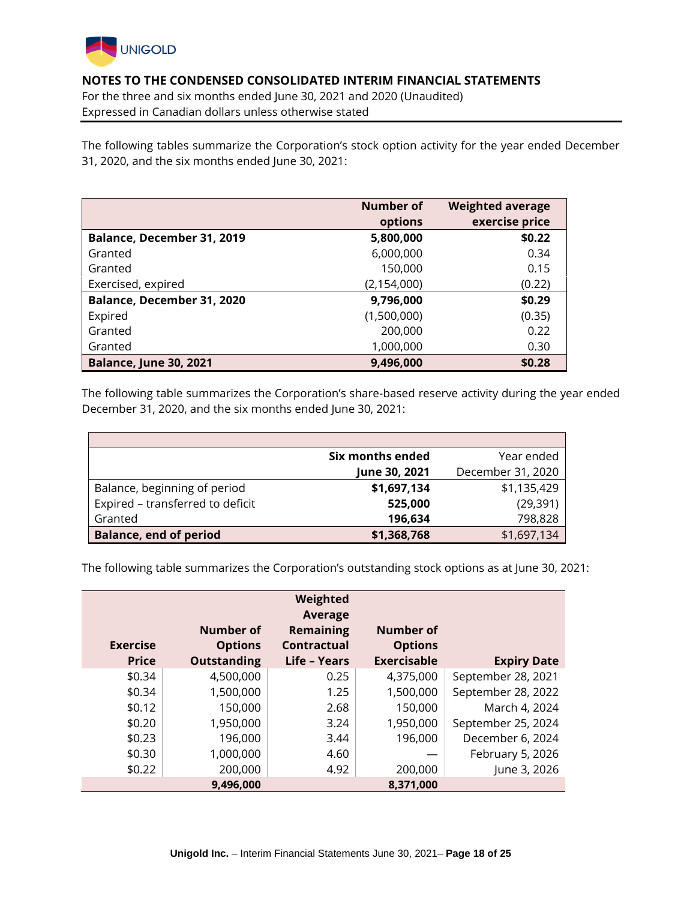**NOTES TO THE CONDENSED CONSOLIDATED INTERIM FINANCIAL STATEMENTS**
For the three and six months ended June 30, 2021 and 2020 (Unaudited)
Expressed in Canadian dollars unless otherwise stated

The following tables summarize the Corporation's stock option activity for the year ended December 31, 2020, and the six months ended June 30, 2021:

| | Number of options | Weighted average exercise price |
|---|---|---|
| **Balance, December 31, 2019** | **5,800,000** | **$0.22** |
| Granted | 6,000,000 | 0.34 |
| Granted | 150,000 | 0.15 |
| Exercised, expired | (2,154,000) | (0.22) |
| **Balance, December 31, 2020** | **9,796,000** | **$0.29** |
| Expired | (1,500,000) | (0.35) |
| Granted | 200,000 | 0.22 |
| Granted | 1,000,000 | 0.30 |
| **Balance, June 30, 2021** | **9,496,000** | **$0.28** |

The following table summarizes the Corporation's share-based reserve activity during the year ended December 31, 2020, and the six months ended June 30, 2021:

| | Six months ended June 30, 2021 | Year ended December 31, 2020 |
|---|---|---|
| Balance, beginning of period | **$1,697,134** | $1,135,429 |
| Expired – transferred to deficit | **525,000** | (29,391) |
| Granted | **196,634** | 798,828 |
| **Balance, end of period** | **$1,368,768** | $1,697,134 |

The following table summarizes the Corporation's outstanding stock options as at June 30, 2021:

| Exercise Price | Number of Options Outstanding | Weighted Average Remaining Contractual Life – Years | Number of Options Exercisable | Expiry Date |
|---|---|---|---|---|
| $0.34 | 4,500,000 | 0.25 | 4,375,000 | September 28, 2021 |
| $0.34 | 1,500,000 | 1.25 | 1,500,000 | September 28, 2022 |
| $0.12 | 150,000 | 2.68 | 150,000 | March 4, 2024 |
| $0.20 | 1,950,000 | 3.24 | 1,950,000 | September 25, 2024 |
| $0.23 | 196,000 | 3.44 | 196,000 | December 6, 2024 |
| $0.30 | 1,000,000 | 4.60 | — | February 5, 2026 |
| $0.22 | 200,000 | 4.92 | 200,000 | June 3, 2026 |
| | **9,496,000** | | **8,371,000** | |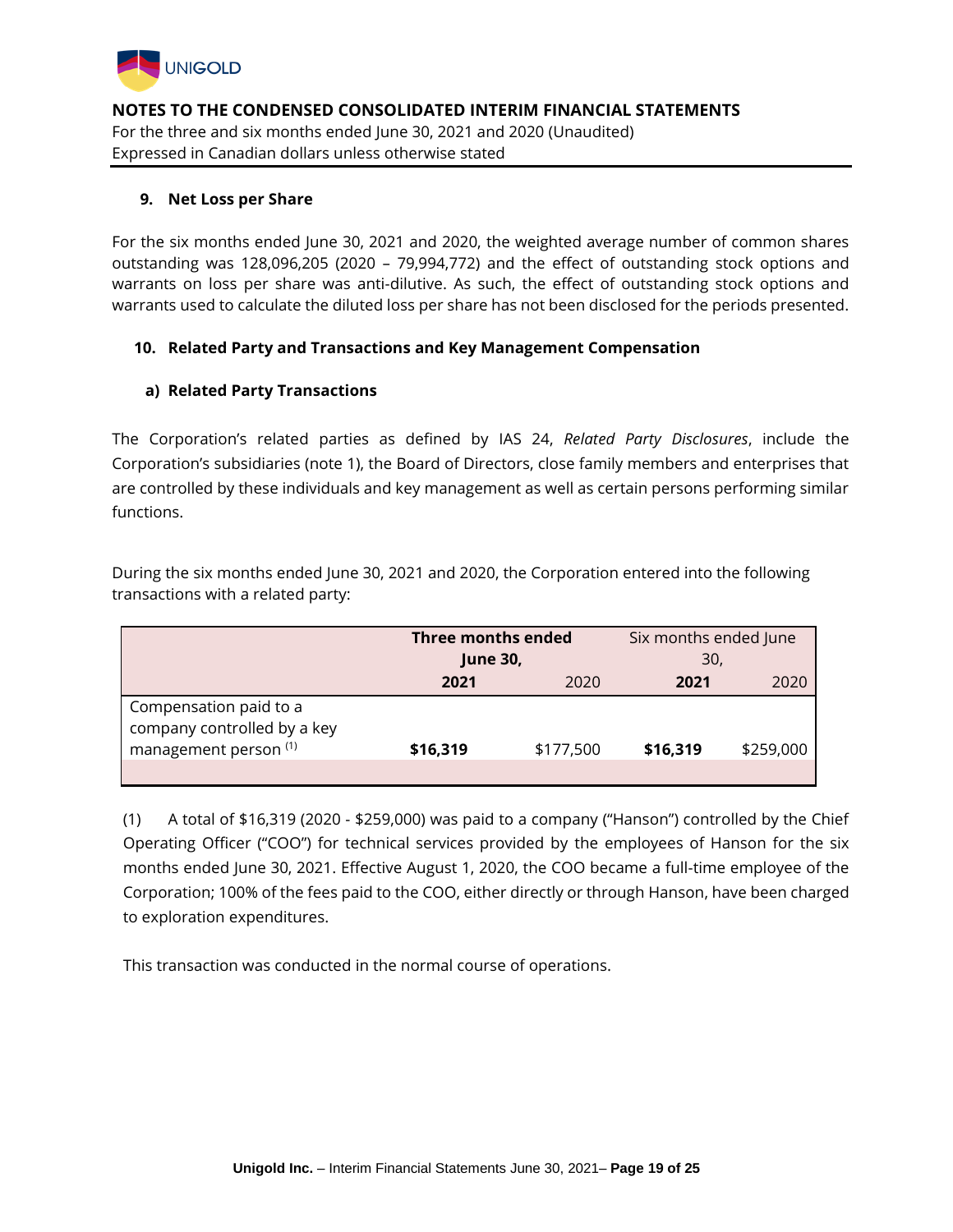**NOTES TO THE CONDENSED CONSOLIDATED INTERIM FINANCIAL STATEMENTS**

For the three and six months ended June 30, 2021 and 2020 (Unaudited)
Expressed in Canadian dollars unless otherwise stated

## 9. Net Loss per Share

For the six months ended June 30, 2021 and 2020, the weighted average number of common shares outstanding was 128,096,205 (2020 – 79,994,772) and the effect of outstanding stock options and warrants on loss per share was anti-dilutive. As such, the effect of outstanding stock options and warrants used to calculate the diluted loss per share has not been disclosed for the periods presented.

## 10. Related Party and Transactions and Key Management Compensation

### a) Related Party Transactions

The Corporation's related parties as defined by IAS 24, *Related Party Disclosures*, include the Corporation's subsidiaries (note 1), the Board of Directors, close family members and enterprises that are controlled by these individuals and key management as well as certain persons performing similar functions.

During the six months ended June 30, 2021 and 2020, the Corporation entered into the following transactions with a related party:

| | **Three months ended June 30,** | | Six months ended June 30, | |
|---|---|---|---|---|
| | **2021** | 2020 | **2021** | 2020 |
| Compensation paid to a company controlled by a key management person [1] | **$16,319** | $177,500 | **$16,319** | $259,000 |

(1) A total of $16,319 (2020 - $259,000) was paid to a company ("Hanson") controlled by the Chief Operating Officer ("COO") for technical services provided by the employees of Hanson for the six months ended June 30, 2021. Effective August 1, 2020, the COO became a full-time employee of the Corporation; 100% of the fees paid to the COO, either directly or through Hanson, have been charged to exploration expenditures.

This transaction was conducted in the normal course of operations.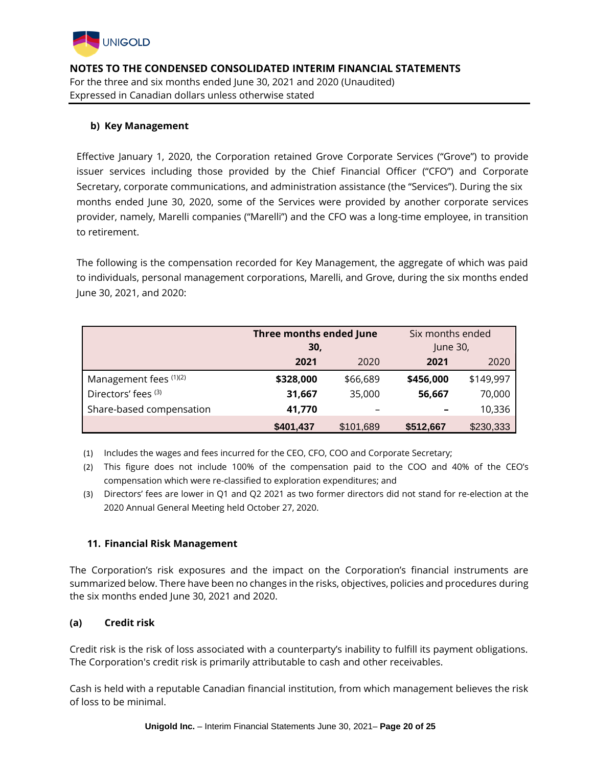### b) Key Management

Effective January 1, 2020, the Corporation retained Grove Corporate Services ("Grove") to provide issuer services including those provided by the Chief Financial Officer ("CFO") and Corporate Secretary, corporate communications, and administration assistance (the "Services"). During the six months ended June 30, 2020, some of the Services were provided by another corporate services provider, namely, Marelli companies ("Marelli") and the CFO was a long-time employee, in transition to retirement.

The following is the compensation recorded for Key Management, the aggregate of which was paid to individuals, personal management corporations, Marelli, and Grove, during the six months ended June 30, 2021, and 2020:

| | **Three months ended June 30,** | | Six months ended June 30, | |
|---|---|---|---|---|
| | **2021** | 2020 | **2021** | 2020 |
| Management fees (1)(2) | **$328,000** | $66,689 | **$456,000** | $149,997 |
| Directors' fees (3) | **31,667** | 35,000 | **56,667** | 70,000 |
| Share-based compensation | **41,770** | – | **–** | 10,336 |
| | **$401,437** | $101,689 | **$512,667** | $230,333 |

(1) Includes the wages and fees incurred for the CEO, CFO, COO and Corporate Secretary;

(2) This figure does not include 100% of the compensation paid to the COO and 40% of the CEO's compensation which were re-classified to exploration expenditures; and

(3) Directors' fees are lower in Q1 and Q2 2021 as two former directors did not stand for re-election at the 2020 Annual General Meeting held October 27, 2020.

## 11. Financial Risk Management

The Corporation's risk exposures and the impact on the Corporation's financial instruments are summarized below. There have been no changes in the risks, objectives, policies and procedures during the six months ended June 30, 2021 and 2020.

### (a) Credit risk

Credit risk is the risk of loss associated with a counterparty's inability to fulfill its payment obligations. The Corporation's credit risk is primarily attributable to cash and other receivables.

Cash is held with a reputable Canadian financial institution, from which management believes the risk of loss to be minimal.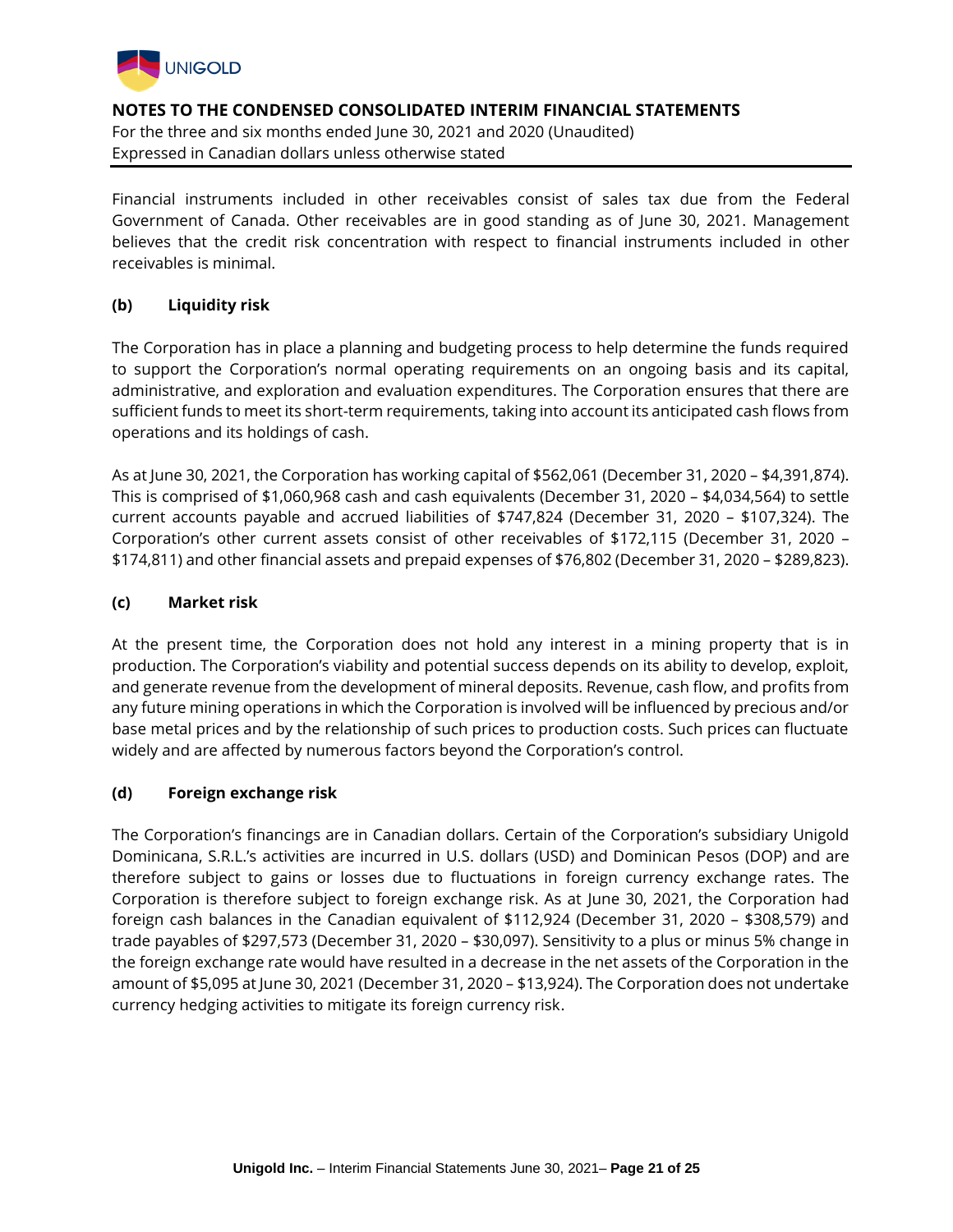Financial instruments included in other receivables consist of sales tax due from the Federal Government of Canada. Other receivables are in good standing as of June 30, 2021. Management believes that the credit risk concentration with respect to financial instruments included in other receivables is minimal.

### (b) Liquidity risk

The Corporation has in place a planning and budgeting process to help determine the funds required to support the Corporation's normal operating requirements on an ongoing basis and its capital, administrative, and exploration and evaluation expenditures. The Corporation ensures that there are sufficient funds to meet its short-term requirements, taking into account its anticipated cash flows from operations and its holdings of cash.

As at June 30, 2021, the Corporation has working capital of $562,061 (December 31, 2020 – $4,391,874). This is comprised of $1,060,968 cash and cash equivalents (December 31, 2020 – $4,034,564) to settle current accounts payable and accrued liabilities of $747,824 (December 31, 2020 – $107,324). The Corporation's other current assets consist of other receivables of $172,115 (December 31, 2020 – $174,811) and other financial assets and prepaid expenses of $76,802 (December 31, 2020 – $289,823).

### (c) Market risk

At the present time, the Corporation does not hold any interest in a mining property that is in production. The Corporation's viability and potential success depends on its ability to develop, exploit, and generate revenue from the development of mineral deposits. Revenue, cash flow, and profits from any future mining operations in which the Corporation is involved will be influenced by precious and/or base metal prices and by the relationship of such prices to production costs. Such prices can fluctuate widely and are affected by numerous factors beyond the Corporation's control.

### (d) Foreign exchange risk

The Corporation's financings are in Canadian dollars. Certain of the Corporation's subsidiary Unigold Dominicana, S.R.L.'s activities are incurred in U.S. dollars (USD) and Dominican Pesos (DOP) and are therefore subject to gains or losses due to fluctuations in foreign currency exchange rates. The Corporation is therefore subject to foreign exchange risk. As at June 30, 2021, the Corporation had foreign cash balances in the Canadian equivalent of $112,924 (December 31, 2020 – $308,579) and trade payables of $297,573 (December 31, 2020 – $30,097). Sensitivity to a plus or minus 5% change in the foreign exchange rate would have resulted in a decrease in the net assets of the Corporation in the amount of $5,095 at June 30, 2021 (December 31, 2020 – $13,924). The Corporation does not undertake currency hedging activities to mitigate its foreign currency risk.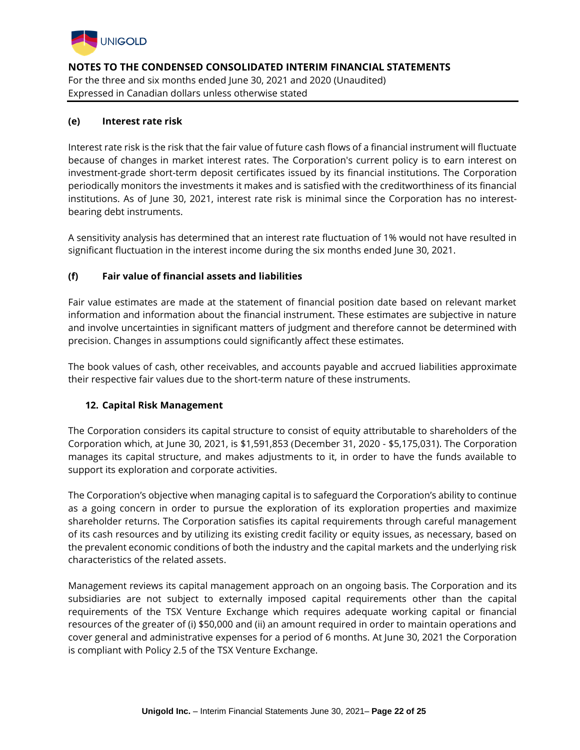#### (e) Interest rate risk

Interest rate risk is the risk that the fair value of future cash flows of a financial instrument will fluctuate because of changes in market interest rates. The Corporation's current policy is to earn interest on investment-grade short-term deposit certificates issued by its financial institutions. The Corporation periodically monitors the investments it makes and is satisfied with the creditworthiness of its financial institutions. As of June 30, 2021, interest rate risk is minimal since the Corporation has no interest-bearing debt instruments.

A sensitivity analysis has determined that an interest rate fluctuation of 1% would not have resulted in significant fluctuation in the interest income during the six months ended June 30, 2021.

#### (f) Fair value of financial assets and liabilities

Fair value estimates are made at the statement of financial position date based on relevant market information and information about the financial instrument. These estimates are subjective in nature and involve uncertainties in significant matters of judgment and therefore cannot be determined with precision. Changes in assumptions could significantly affect these estimates.

The book values of cash, other receivables, and accounts payable and accrued liabilities approximate their respective fair values due to the short-term nature of these instruments.

### 12. Capital Risk Management

The Corporation considers its capital structure to consist of equity attributable to shareholders of the Corporation which, at June 30, 2021, is $1,591,853 (December 31, 2020 - $5,175,031). The Corporation manages its capital structure, and makes adjustments to it, in order to have the funds available to support its exploration and corporate activities.

The Corporation's objective when managing capital is to safeguard the Corporation's ability to continue as a going concern in order to pursue the exploration of its exploration properties and maximize shareholder returns. The Corporation satisfies its capital requirements through careful management of its cash resources and by utilizing its existing credit facility or equity issues, as necessary, based on the prevalent economic conditions of both the industry and the capital markets and the underlying risk characteristics of the related assets.

Management reviews its capital management approach on an ongoing basis. The Corporation and its subsidiaries are not subject to externally imposed capital requirements other than the capital requirements of the TSX Venture Exchange which requires adequate working capital or financial resources of the greater of (i) $50,000 and (ii) an amount required in order to maintain operations and cover general and administrative expenses for a period of 6 months. At June 30, 2021 the Corporation is compliant with Policy 2.5 of the TSX Venture Exchange.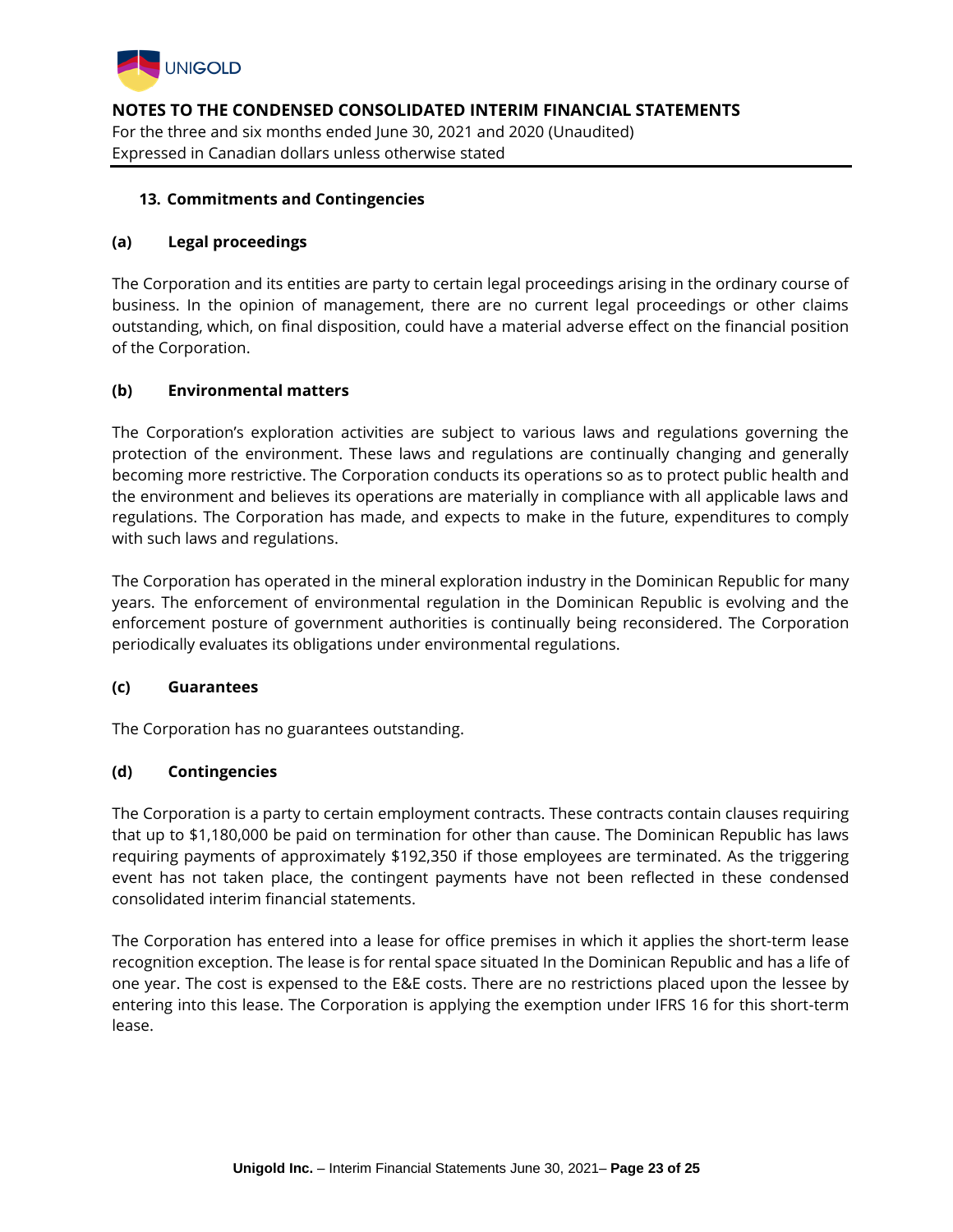## 13. Commitments and Contingencies

### (a) Legal proceedings

The Corporation and its entities are party to certain legal proceedings arising in the ordinary course of business. In the opinion of management, there are no current legal proceedings or other claims outstanding, which, on final disposition, could have a material adverse effect on the financial position of the Corporation.

### (b) Environmental matters

The Corporation's exploration activities are subject to various laws and regulations governing the protection of the environment. These laws and regulations are continually changing and generally becoming more restrictive. The Corporation conducts its operations so as to protect public health and the environment and believes its operations are materially in compliance with all applicable laws and regulations. The Corporation has made, and expects to make in the future, expenditures to comply with such laws and regulations.

The Corporation has operated in the mineral exploration industry in the Dominican Republic for many years. The enforcement of environmental regulation in the Dominican Republic is evolving and the enforcement posture of government authorities is continually being reconsidered. The Corporation periodically evaluates its obligations under environmental regulations.

### (c) Guarantees

The Corporation has no guarantees outstanding.

### (d) Contingencies

The Corporation is a party to certain employment contracts. These contracts contain clauses requiring that up to $1,180,000 be paid on termination for other than cause. The Dominican Republic has laws requiring payments of approximately $192,350 if those employees are terminated. As the triggering event has not taken place, the contingent payments have not been reflected in these condensed consolidated interim financial statements.

The Corporation has entered into a lease for office premises in which it applies the short-term lease recognition exception. The lease is for rental space situated In the Dominican Republic and has a life of one year. The cost is expensed to the E&E costs. There are no restrictions placed upon the lessee by entering into this lease. The Corporation is applying the exemption under IFRS 16 for this short-term lease.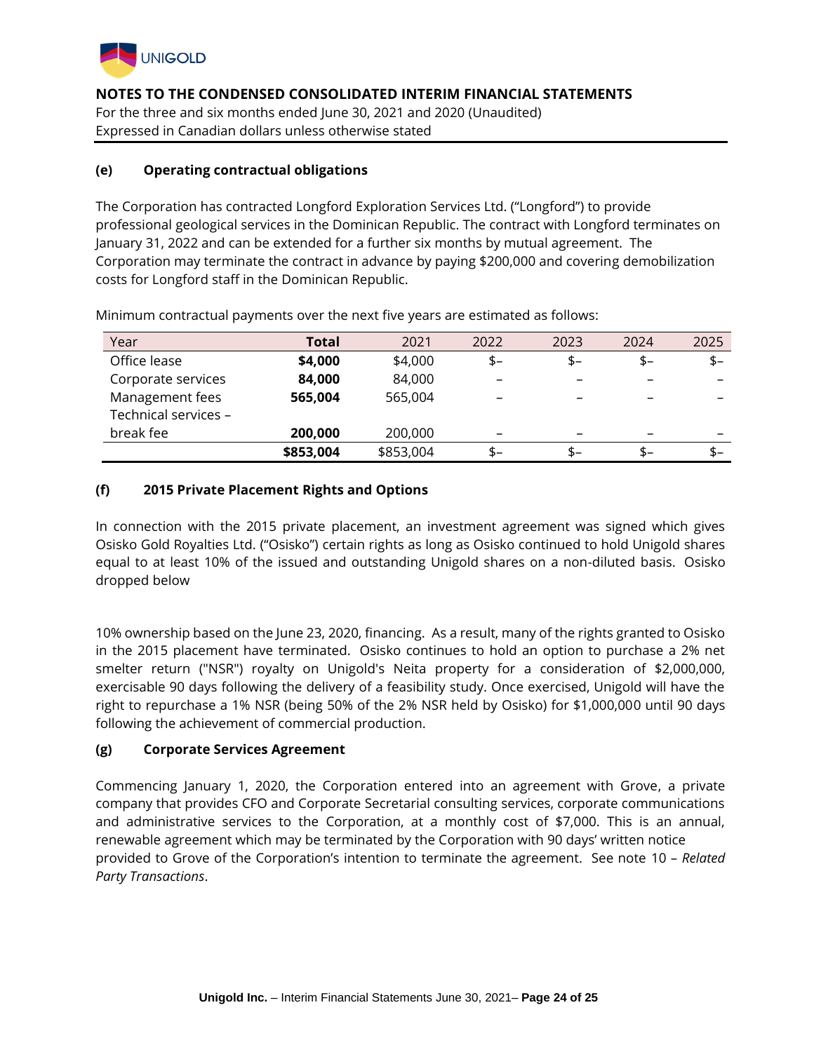**(e) Operating contractual obligations**

The Corporation has contracted Longford Exploration Services Ltd. ("Longford") to provide professional geological services in the Dominican Republic. The contract with Longford terminates on January 31, 2022 and can be extended for a further six months by mutual agreement. The Corporation may terminate the contract in advance by paying $200,000 and covering demobilization costs for Longford staff in the Dominican Republic.

Minimum contractual payments over the next five years are estimated as follows:

| Year | **Total** | 2021 | 2022 | 2023 | 2024 | 2025 |
|---|---|---|---|---|---|---|
| Office lease | **$4,000** | $4,000 | $– | $– | $– | $– |
| Corporate services | **84,000** | 84,000 | – | – | – | – |
| Management fees | **565,004** | 565,004 | – | – | – | – |
| Technical services – break fee | **200,000** | 200,000 | – | – | – | – |
| | **$853,004** | $853,004 | $– | $– | $– | $– |

**(f) 2015 Private Placement Rights and Options**

In connection with the 2015 private placement, an investment agreement was signed which gives Osisko Gold Royalties Ltd. ("Osisko") certain rights as long as Osisko continued to hold Unigold shares equal to at least 10% of the issued and outstanding Unigold shares on a non-diluted basis. Osisko dropped below 10% ownership based on the June 23, 2020, financing. As a result, many of the rights granted to Osisko in the 2015 placement have terminated. Osisko continues to hold an option to purchase a 2% net smelter return ("NSR") royalty on Unigold's Neita property for a consideration of $2,000,000, exercisable 90 days following the delivery of a feasibility study. Once exercised, Unigold will have the right to repurchase a 1% NSR (being 50% of the 2% NSR held by Osisko) for $1,000,000 until 90 days following the achievement of commercial production.

**(g) Corporate Services Agreement**

Commencing January 1, 2020, the Corporation entered into an agreement with Grove, a private company that provides CFO and Corporate Secretarial consulting services, corporate communications and administrative services to the Corporation, at a monthly cost of $7,000. This is an annual, renewable agreement which may be terminated by the Corporation with 90 days' written notice provided to Grove of the Corporation's intention to terminate the agreement. See note 10 – *Related Party Transactions*.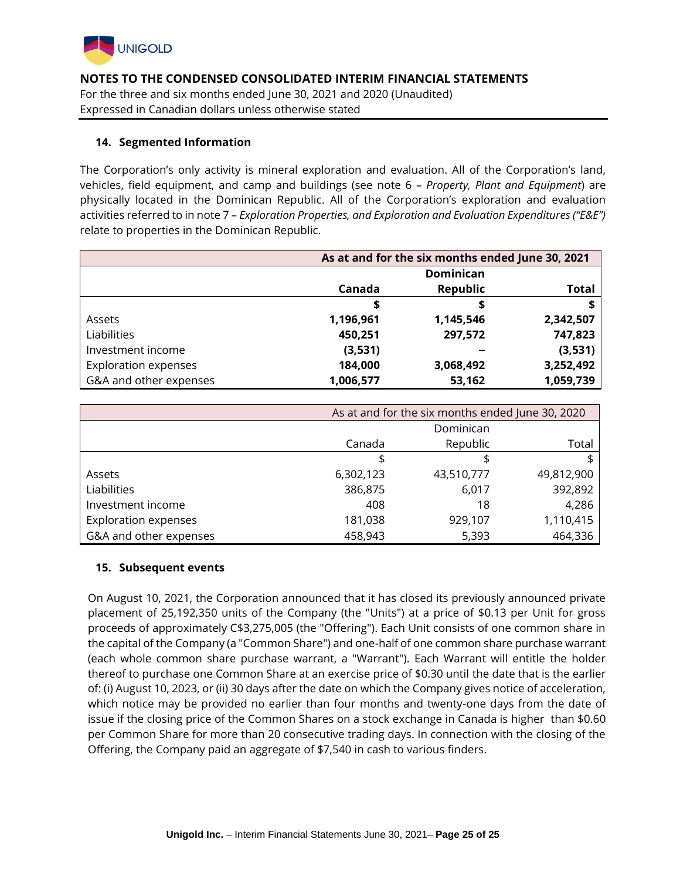## 14. Segmented Information

The Corporation's only activity is mineral exploration and evaluation. All of the Corporation's land, vehicles, field equipment, and camp and buildings (see note 6 – *Property, Plant and Equipment*) are physically located in the Dominican Republic. All of the Corporation's exploration and evaluation activities referred to in note 7 – *Exploration Properties, and Exploration and Evaluation Expenditures ("E&E")* relate to properties in the Dominican Republic.

| | **As at and for the six months ended June 30, 2021** | | |
|---|---|---|---|
| | **Canada** | **Dominican Republic** | **Total** |
| | **$** | **$** | **$** |
| Assets | **1,196,961** | **1,145,546** | **2,342,507** |
| Liabilities | **450,251** | **297,572** | **747,823** |
| Investment income | **(3,531)** | **–** | **(3,531)** |
| Exploration expenses | **184,000** | **3,068,492** | **3,252,492** |
| G&A and other expenses | **1,006,577** | **53,162** | **1,059,739** |

| | As at and for the six months ended June 30, 2020 | | |
|---|---|---|---|
| | Canada | Dominican Republic | Total |
| | $ | $ | $ |
| Assets | 6,302,123 | 43,510,777 | 49,812,900 |
| Liabilities | 386,875 | 6,017 | 392,892 |
| Investment income | 408 | 18 | 4,286 |
| Exploration expenses | 181,038 | 929,107 | 1,110,415 |
| G&A and other expenses | 458,943 | 5,393 | 464,336 |

## 15. Subsequent events

On August 10, 2021, the Corporation announced that it has closed its previously announced private placement of 25,192,350 units of the Company (the "Units") at a price of $0.13 per Unit for gross proceeds of approximately C$3,275,005 (the "Offering"). Each Unit consists of one common share in the capital of the Company (a "Common Share") and one-half of one common share purchase warrant (each whole common share purchase warrant, a "Warrant"). Each Warrant will entitle the holder thereof to purchase one Common Share at an exercise price of $0.30 until the date that is the earlier of: (i) August 10, 2023, or (ii) 30 days after the date on which the Company gives notice of acceleration, which notice may be provided no earlier than four months and twenty-one days from the date of issue if the closing price of the Common Shares on a stock exchange in Canada is higher than $0.60 per Common Share for more than 20 consecutive trading days. In connection with the closing of the Offering, the Company paid an aggregate of $7,540 in cash to various finders.